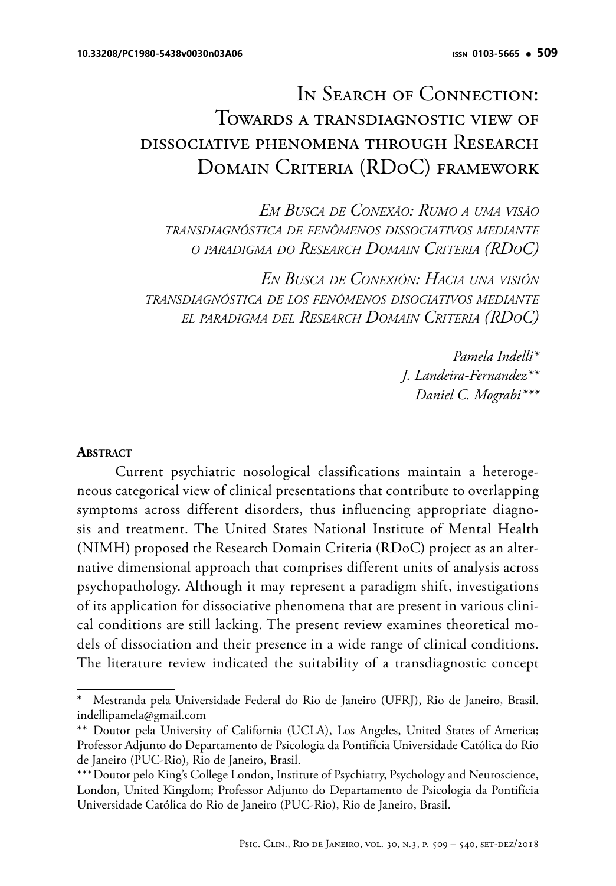# In Search of Connection: Towards a transdiagnostic view of dissociative phenomena through Research Domain Criteria (RDoC) framework

*Em Busca de Conexão: Rumo a uma visão transdiagnóstica de fenômenos dissociativos mediante o paradigma do Research Domain Criteria (RDoC)*

*En Busca de Conexión: Hacia una visión transdiagnóstica de los fenómenos disociativos mediante el paradigma del Research Domain Criteria (RDoC)*

*Pamela Indelli**
*J. Landeira-Fernandez***
*Daniel C. Mograbi****

**Abstract**

Current psychiatric nosological classifications maintain a heterogeneous categorical view of clinical presentations that contribute to overlapping symptoms across different disorders, thus influencing appropriate diagnosis and treatment. The United States National Institute of Mental Health (NIMH) proposed the Research Domain Criteria (RDoC) project as an alternative dimensional approach that comprises different units of analysis across psychopathology. Although it may represent a paradigm shift, investigations of its application for dissociative phenomena that are present in various clinical conditions are still lacking. The present review examines theoretical models of dissociation and their presence in a wide range of clinical conditions. The literature review indicated the suitability of a transdiagnostic concept

---

\* Mestranda pela Universidade Federal do Rio de Janeiro (UFRJ), Rio de Janeiro, Brasil. indellipamela@gmail.com

\*\* Doutor pela University of California (UCLA), Los Angeles, United States of America; Professor Adjunto do Departamento de Psicologia da Pontifícia Universidade Católica do Rio de Janeiro (PUC-Rio), Rio de Janeiro, Brasil.

\*\*\* Doutor pelo King's College London, Institute of Psychiatry, Psychology and Neuroscience, London, United Kingdom; Professor Adjunto do Departamento de Psicologia da Pontifícia Universidade Católica do Rio de Janeiro (PUC-Rio), Rio de Janeiro, Brasil.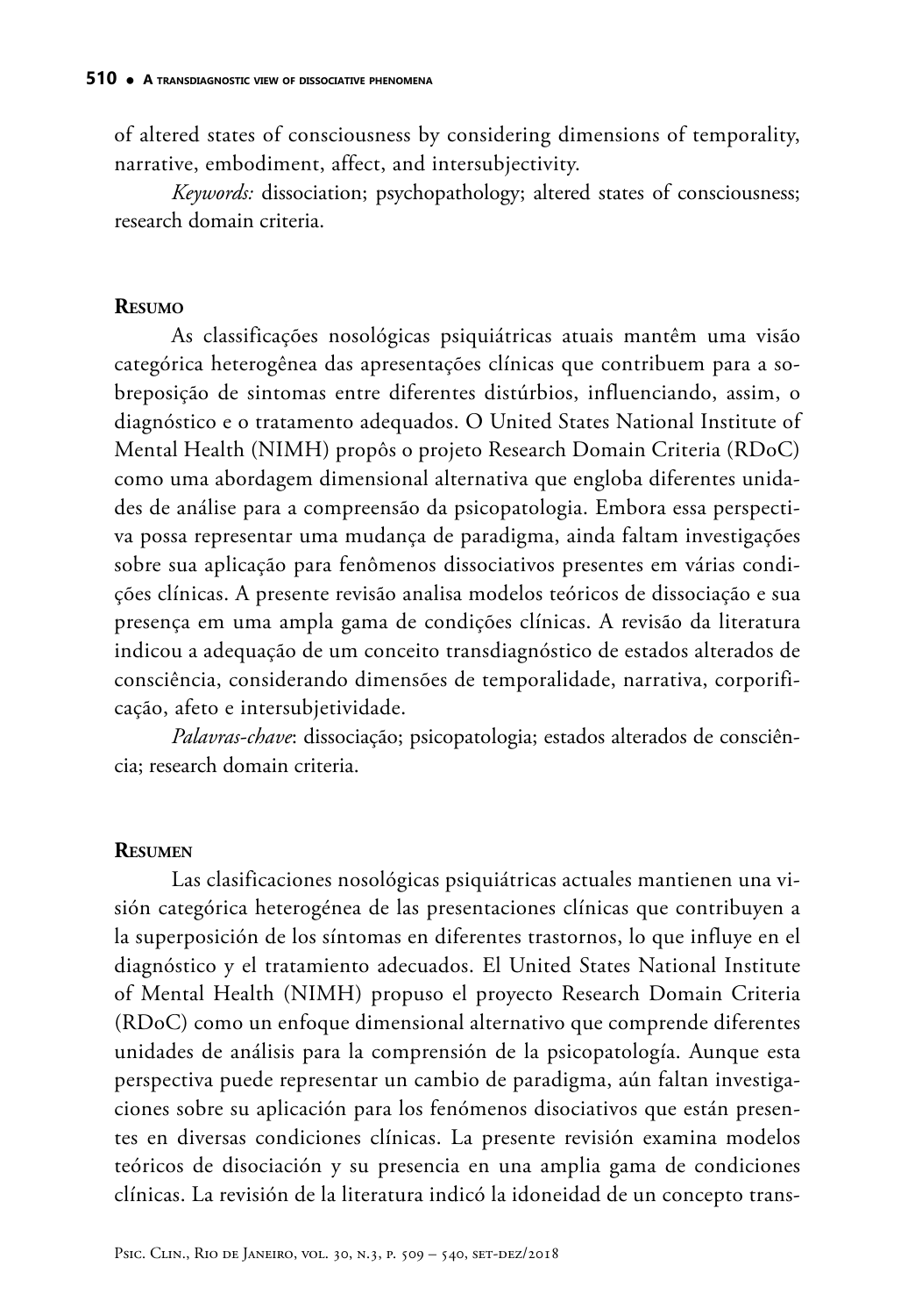of altered states of consciousness by considering dimensions of temporality, narrative, embodiment, affect, and intersubjectivity.

*Keywords:* dissociation; psychopathology; altered states of consciousness; research domain criteria.

## Resumo

As classificações nosológicas psiquiátricas atuais mantêm uma visão categórica heterogênea das apresentações clínicas que contribuem para a sobreposição de sintomas entre diferentes distúrbios, influenciando, assim, o diagnóstico e o tratamento adequados. O United States National Institute of Mental Health (NIMH) propôs o projeto Research Domain Criteria (RDoC) como uma abordagem dimensional alternativa que engloba diferentes unidades de análise para a compreensão da psicopatologia. Embora essa perspectiva possa representar uma mudança de paradigma, ainda faltam investigações sobre sua aplicação para fenômenos dissociativos presentes em várias condições clínicas. A presente revisão analisa modelos teóricos de dissociação e sua presença em uma ampla gama de condições clínicas. A revisão da literatura indicou a adequação de um conceito transdiagnóstico de estados alterados de consciência, considerando dimensões de temporalidade, narrativa, corporificação, afeto e intersubjetividade.

*Palavras-chave*: dissociação; psicopatologia; estados alterados de consciência; research domain criteria.

## Resumen

Las clasificaciones nosológicas psiquiátricas actuales mantienen una visión categórica heterogénea de las presentaciones clínicas que contribuyen a la superposición de los síntomas en diferentes trastornos, lo que influye en el diagnóstico y el tratamiento adecuados. El United States National Institute of Mental Health (NIMH) propuso el proyecto Research Domain Criteria (RDoC) como un enfoque dimensional alternativo que comprende diferentes unidades de análisis para la comprensión de la psicopatología. Aunque esta perspectiva puede representar un cambio de paradigma, aún faltan investigaciones sobre su aplicación para los fenómenos disociativos que están presentes en diversas condiciones clínicas. La presente revisión examina modelos teóricos de disociación y su presencia en una amplia gama de condiciones clínicas. La revisión de la literatura indicó la idoneidad de un concepto trans-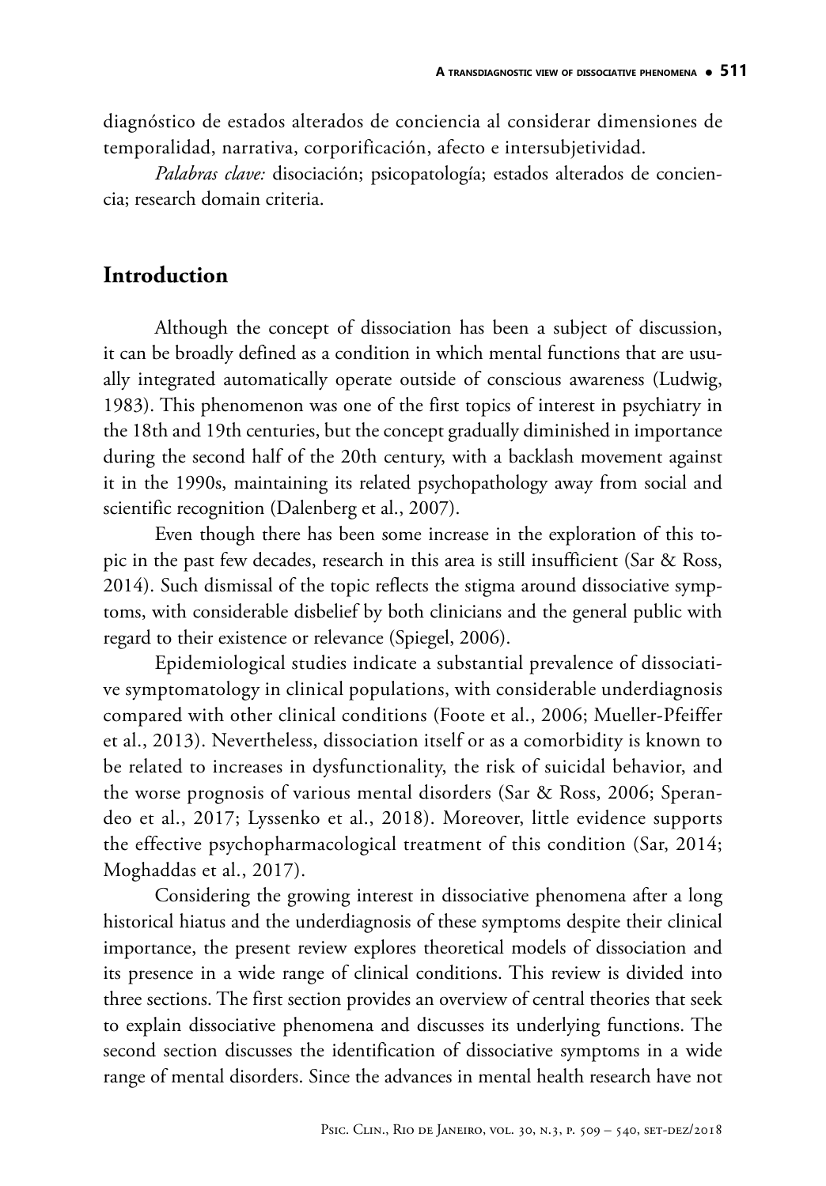diagnóstico de estados alterados de conciencia al considerar dimensiones de temporalidad, narrativa, corporificación, afecto e intersubjetividad.

*Palabras clave:* disociación; psicopatología; estados alterados de conciencia; research domain criteria.

## Introduction

Although the concept of dissociation has been a subject of discussion, it can be broadly defined as a condition in which mental functions that are usually integrated automatically operate outside of conscious awareness (Ludwig, 1983). This phenomenon was one of the first topics of interest in psychiatry in the 18th and 19th centuries, but the concept gradually diminished in importance during the second half of the 20th century, with a backlash movement against it in the 1990s, maintaining its related psychopathology away from social and scientific recognition (Dalenberg et al., 2007).

Even though there has been some increase in the exploration of this topic in the past few decades, research in this area is still insufficient (Sar & Ross, 2014). Such dismissal of the topic reflects the stigma around dissociative symptoms, with considerable disbelief by both clinicians and the general public with regard to their existence or relevance (Spiegel, 2006).

Epidemiological studies indicate a substantial prevalence of dissociative symptomatology in clinical populations, with considerable underdiagnosis compared with other clinical conditions (Foote et al., 2006; Mueller-Pfeiffer et al., 2013). Nevertheless, dissociation itself or as a comorbidity is known to be related to increases in dysfunctionality, the risk of suicidal behavior, and the worse prognosis of various mental disorders (Sar & Ross, 2006; Sperandeo et al., 2017; Lyssenko et al., 2018). Moreover, little evidence supports the effective psychopharmacological treatment of this condition (Sar, 2014; Moghaddas et al., 2017).

Considering the growing interest in dissociative phenomena after a long historical hiatus and the underdiagnosis of these symptoms despite their clinical importance, the present review explores theoretical models of dissociation and its presence in a wide range of clinical conditions. This review is divided into three sections. The first section provides an overview of central theories that seek to explain dissociative phenomena and discusses its underlying functions. The second section discusses the identification of dissociative symptoms in a wide range of mental disorders. Since the advances in mental health research have not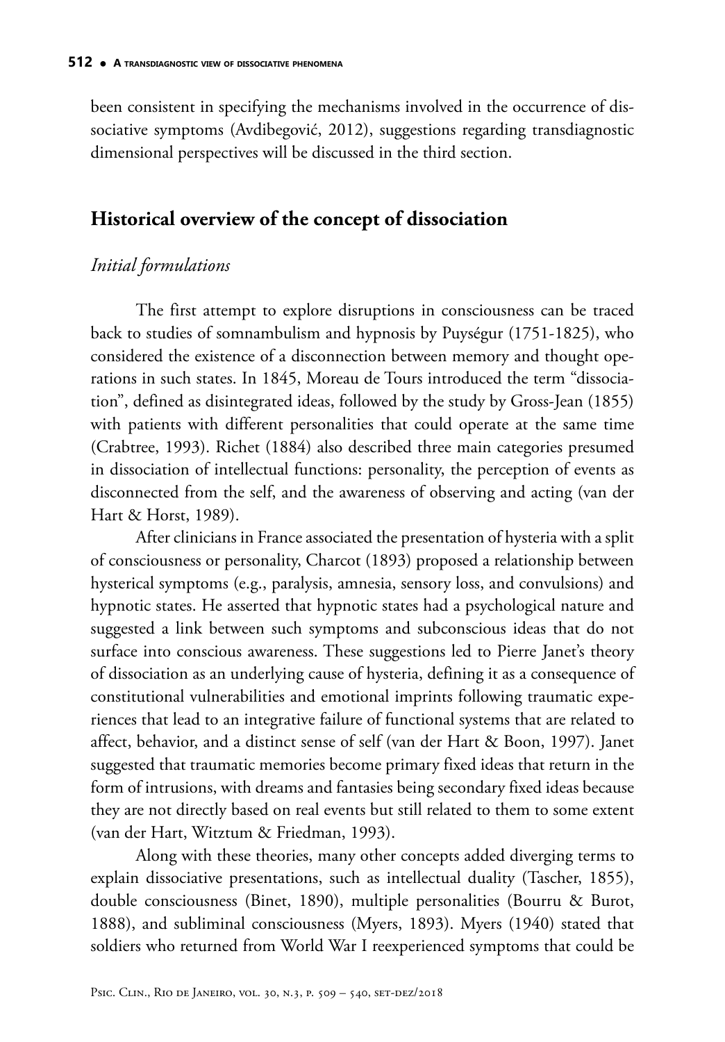been consistent in specifying the mechanisms involved in the occurrence of dissociative symptoms (Avdibegović, 2012), suggestions regarding transdiagnostic dimensional perspectives will be discussed in the third section.

## Historical overview of the concept of dissociation

### *Initial formulations*

The first attempt to explore disruptions in consciousness can be traced back to studies of somnambulism and hypnosis by Puységur (1751-1825), who considered the existence of a disconnection between memory and thought operations in such states. In 1845, Moreau de Tours introduced the term "dissociation", defined as disintegrated ideas, followed by the study by Gross-Jean (1855) with patients with different personalities that could operate at the same time (Crabtree, 1993). Richet (1884) also described three main categories presumed in dissociation of intellectual functions: personality, the perception of events as disconnected from the self, and the awareness of observing and acting (van der Hart & Horst, 1989).

After clinicians in France associated the presentation of hysteria with a split of consciousness or personality, Charcot (1893) proposed a relationship between hysterical symptoms (e.g., paralysis, amnesia, sensory loss, and convulsions) and hypnotic states. He asserted that hypnotic states had a psychological nature and suggested a link between such symptoms and subconscious ideas that do not surface into conscious awareness. These suggestions led to Pierre Janet's theory of dissociation as an underlying cause of hysteria, defining it as a consequence of constitutional vulnerabilities and emotional imprints following traumatic experiences that lead to an integrative failure of functional systems that are related to affect, behavior, and a distinct sense of self (van der Hart & Boon, 1997). Janet suggested that traumatic memories become primary fixed ideas that return in the form of intrusions, with dreams and fantasies being secondary fixed ideas because they are not directly based on real events but still related to them to some extent (van der Hart, Witztum & Friedman, 1993).

Along with these theories, many other concepts added diverging terms to explain dissociative presentations, such as intellectual duality (Tascher, 1855), double consciousness (Binet, 1890), multiple personalities (Bourru & Burot, 1888), and subliminal consciousness (Myers, 1893). Myers (1940) stated that soldiers who returned from World War I reexperienced symptoms that could be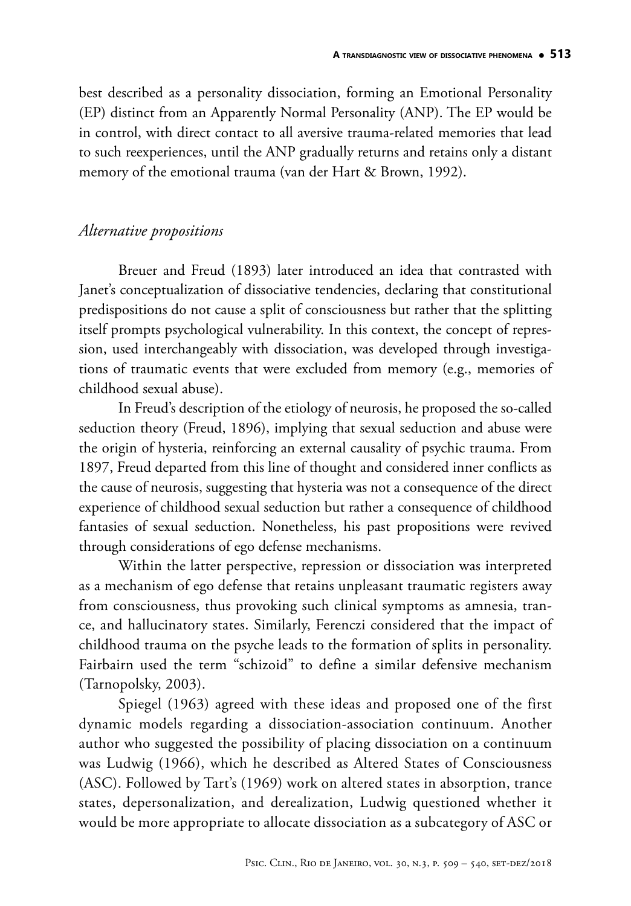best described as a personality dissociation, forming an Emotional Personality (EP) distinct from an Apparently Normal Personality (ANP). The EP would be in control, with direct contact to all aversive trauma-related memories that lead to such reexperiences, until the ANP gradually returns and retains only a distant memory of the emotional trauma (van der Hart & Brown, 1992).

### *Alternative propositions*

Breuer and Freud (1893) later introduced an idea that contrasted with Janet's conceptualization of dissociative tendencies, declaring that constitutional predispositions do not cause a split of consciousness but rather that the splitting itself prompts psychological vulnerability. In this context, the concept of repression, used interchangeably with dissociation, was developed through investigations of traumatic events that were excluded from memory (e.g., memories of childhood sexual abuse).

In Freud's description of the etiology of neurosis, he proposed the so-called seduction theory (Freud, 1896), implying that sexual seduction and abuse were the origin of hysteria, reinforcing an external causality of psychic trauma. From 1897, Freud departed from this line of thought and considered inner conflicts as the cause of neurosis, suggesting that hysteria was not a consequence of the direct experience of childhood sexual seduction but rather a consequence of childhood fantasies of sexual seduction. Nonetheless, his past propositions were revived through considerations of ego defense mechanisms.

Within the latter perspective, repression or dissociation was interpreted as a mechanism of ego defense that retains unpleasant traumatic registers away from consciousness, thus provoking such clinical symptoms as amnesia, trance, and hallucinatory states. Similarly, Ferenczi considered that the impact of childhood trauma on the psyche leads to the formation of splits in personality. Fairbairn used the term "schizoid" to define a similar defensive mechanism (Tarnopolsky, 2003).

Spiegel (1963) agreed with these ideas and proposed one of the first dynamic models regarding a dissociation-association continuum. Another author who suggested the possibility of placing dissociation on a continuum was Ludwig (1966), which he described as Altered States of Consciousness (ASC). Followed by Tart's (1969) work on altered states in absorption, trance states, depersonalization, and derealization, Ludwig questioned whether it would be more appropriate to allocate dissociation as a subcategory of ASC or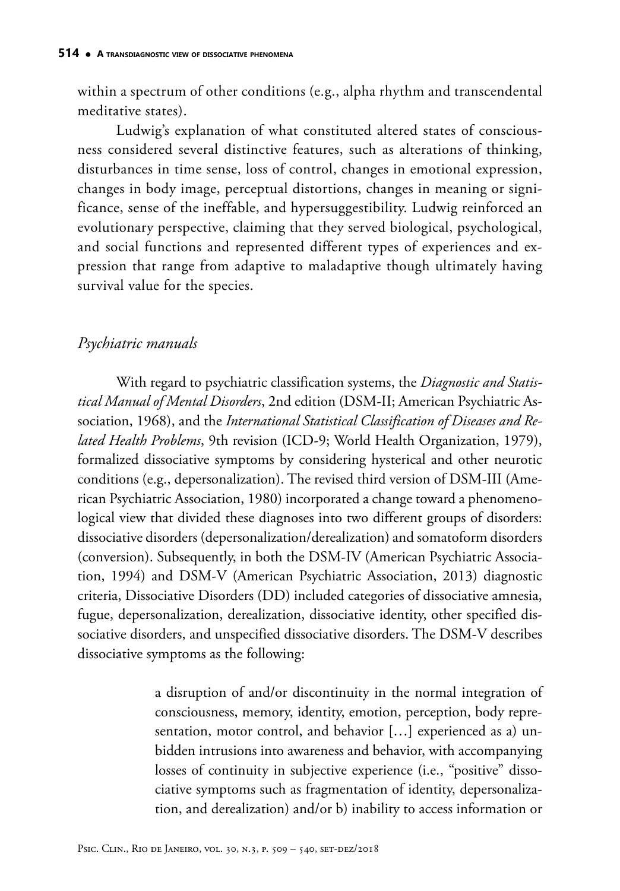within a spectrum of other conditions (e.g., alpha rhythm and transcendental meditative states).

Ludwig's explanation of what constituted altered states of consciousness considered several distinctive features, such as alterations of thinking, disturbances in time sense, loss of control, changes in emotional expression, changes in body image, perceptual distortions, changes in meaning or significance, sense of the ineffable, and hypersuggestibility. Ludwig reinforced an evolutionary perspective, claiming that they served biological, psychological, and social functions and represented different types of experiences and expression that range from adaptive to maladaptive though ultimately having survival value for the species.

### *Psychiatric manuals*

With regard to psychiatric classification systems, the *Diagnostic and Statistical Manual of Mental Disorders*, 2nd edition (DSM-II; American Psychiatric Association, 1968), and the *International Statistical Classification of Diseases and Related Health Problems*, 9th revision (ICD-9; World Health Organization, 1979), formalized dissociative symptoms by considering hysterical and other neurotic conditions (e.g., depersonalization). The revised third version of DSM-III (American Psychiatric Association, 1980) incorporated a change toward a phenomenological view that divided these diagnoses into two different groups of disorders: dissociative disorders (depersonalization/derealization) and somatoform disorders (conversion). Subsequently, in both the DSM-IV (American Psychiatric Association, 1994) and DSM-V (American Psychiatric Association, 2013) diagnostic criteria, Dissociative Disorders (DD) included categories of dissociative amnesia, fugue, depersonalization, derealization, dissociative identity, other specified dissociative disorders, and unspecified dissociative disorders. The DSM-V describes dissociative symptoms as the following:

> a disruption of and/or discontinuity in the normal integration of consciousness, memory, identity, emotion, perception, body representation, motor control, and behavior […] experienced as a) unbidden intrusions into awareness and behavior, with accompanying losses of continuity in subjective experience (i.e., "positive" dissociative symptoms such as fragmentation of identity, depersonalization, and derealization) and/or b) inability to access information or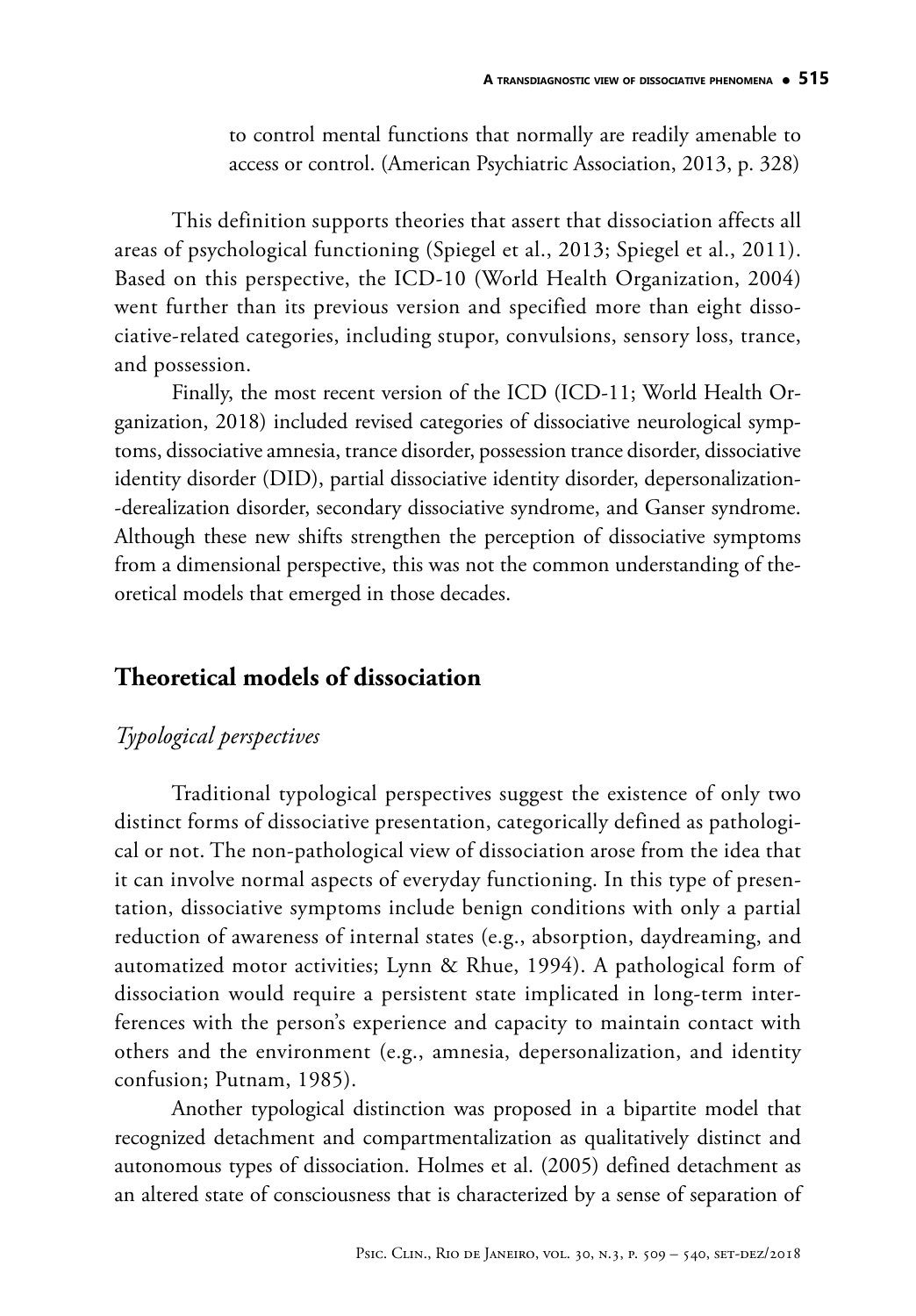to control mental functions that normally are readily amenable to access or control. (American Psychiatric Association, 2013, p. 328)

This definition supports theories that assert that dissociation affects all areas of psychological functioning (Spiegel et al., 2013; Spiegel et al., 2011). Based on this perspective, the ICD-10 (World Health Organization, 2004) went further than its previous version and specified more than eight dissociative-related categories, including stupor, convulsions, sensory loss, trance, and possession.

Finally, the most recent version of the ICD (ICD-11; World Health Organization, 2018) included revised categories of dissociative neurological symptoms, dissociative amnesia, trance disorder, possession trance disorder, dissociative identity disorder (DID), partial dissociative identity disorder, depersonalization-derealization disorder, secondary dissociative syndrome, and Ganser syndrome. Although these new shifts strengthen the perception of dissociative symptoms from a dimensional perspective, this was not the common understanding of theoretical models that emerged in those decades.

## Theoretical models of dissociation

### *Typological perspectives*

Traditional typological perspectives suggest the existence of only two distinct forms of dissociative presentation, categorically defined as pathological or not. The non-pathological view of dissociation arose from the idea that it can involve normal aspects of everyday functioning. In this type of presentation, dissociative symptoms include benign conditions with only a partial reduction of awareness of internal states (e.g., absorption, daydreaming, and automatized motor activities; Lynn & Rhue, 1994). A pathological form of dissociation would require a persistent state implicated in long-term interferences with the person's experience and capacity to maintain contact with others and the environment (e.g., amnesia, depersonalization, and identity confusion; Putnam, 1985).

Another typological distinction was proposed in a bipartite model that recognized detachment and compartmentalization as qualitatively distinct and autonomous types of dissociation. Holmes et al. (2005) defined detachment as an altered state of consciousness that is characterized by a sense of separation of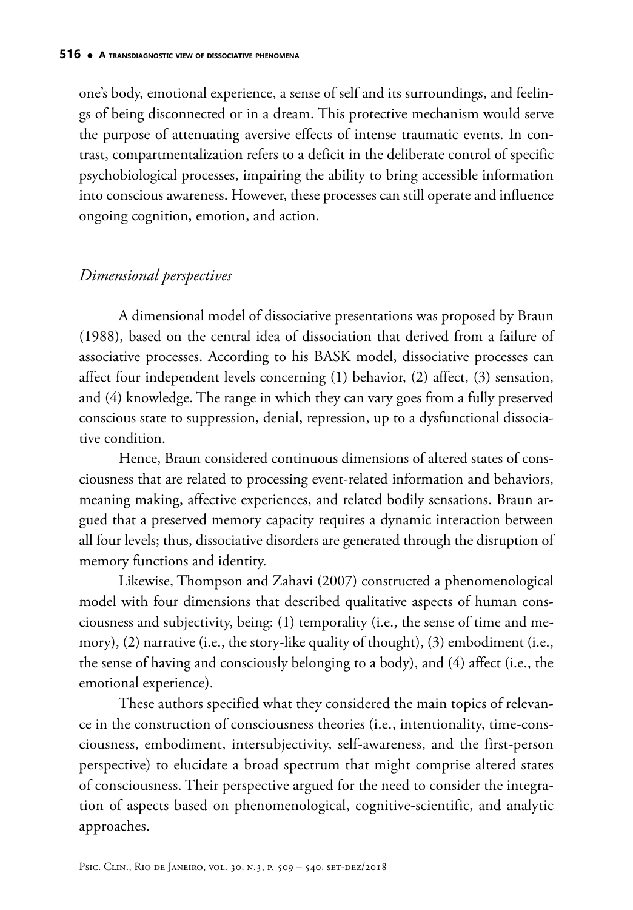one's body, emotional experience, a sense of self and its surroundings, and feelings of being disconnected or in a dream. This protective mechanism would serve the purpose of attenuating aversive effects of intense traumatic events. In contrast, compartmentalization refers to a deficit in the deliberate control of specific psychobiological processes, impairing the ability to bring accessible information into conscious awareness. However, these processes can still operate and influence ongoing cognition, emotion, and action.

### *Dimensional perspectives*

A dimensional model of dissociative presentations was proposed by Braun (1988), based on the central idea of dissociation that derived from a failure of associative processes. According to his BASK model, dissociative processes can affect four independent levels concerning (1) behavior, (2) affect, (3) sensation, and (4) knowledge. The range in which they can vary goes from a fully preserved conscious state to suppression, denial, repression, up to a dysfunctional dissociative condition.

Hence, Braun considered continuous dimensions of altered states of consciousness that are related to processing event-related information and behaviors, meaning making, affective experiences, and related bodily sensations. Braun argued that a preserved memory capacity requires a dynamic interaction between all four levels; thus, dissociative disorders are generated through the disruption of memory functions and identity.

Likewise, Thompson and Zahavi (2007) constructed a phenomenological model with four dimensions that described qualitative aspects of human consciousness and subjectivity, being: (1) temporality (i.e., the sense of time and memory), (2) narrative (i.e., the story-like quality of thought), (3) embodiment (i.e., the sense of having and consciously belonging to a body), and (4) affect (i.e., the emotional experience).

These authors specified what they considered the main topics of relevance in the construction of consciousness theories (i.e., intentionality, time-consciousness, embodiment, intersubjectivity, self-awareness, and the first-person perspective) to elucidate a broad spectrum that might comprise altered states of consciousness. Their perspective argued for the need to consider the integration of aspects based on phenomenological, cognitive-scientific, and analytic approaches.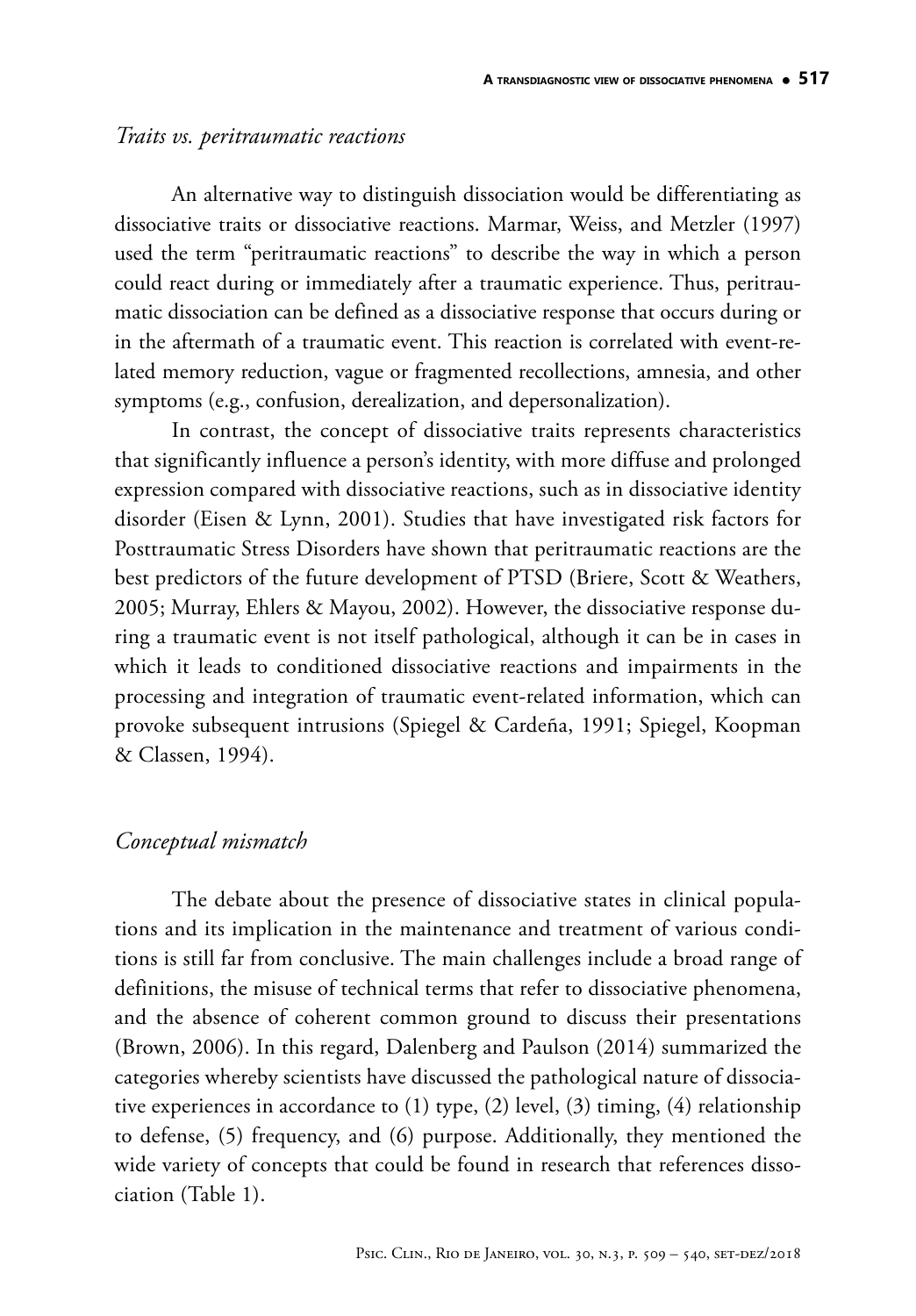*Traits vs. peritraumatic reactions*

An alternative way to distinguish dissociation would be differentiating as dissociative traits or dissociative reactions. Marmar, Weiss, and Metzler (1997) used the term "peritraumatic reactions" to describe the way in which a person could react during or immediately after a traumatic experience. Thus, peritraumatic dissociation can be defined as a dissociative response that occurs during or in the aftermath of a traumatic event. This reaction is correlated with event-related memory reduction, vague or fragmented recollections, amnesia, and other symptoms (e.g., confusion, derealization, and depersonalization).

In contrast, the concept of dissociative traits represents characteristics that significantly influence a person's identity, with more diffuse and prolonged expression compared with dissociative reactions, such as in dissociative identity disorder (Eisen & Lynn, 2001). Studies that have investigated risk factors for Posttraumatic Stress Disorders have shown that peritraumatic reactions are the best predictors of the future development of PTSD (Briere, Scott & Weathers, 2005; Murray, Ehlers & Mayou, 2002). However, the dissociative response during a traumatic event is not itself pathological, although it can be in cases in which it leads to conditioned dissociative reactions and impairments in the processing and integration of traumatic event-related information, which can provoke subsequent intrusions (Spiegel & Cardeña, 1991; Spiegel, Koopman & Classen, 1994).

*Conceptual mismatch*

The debate about the presence of dissociative states in clinical populations and its implication in the maintenance and treatment of various conditions is still far from conclusive. The main challenges include a broad range of definitions, the misuse of technical terms that refer to dissociative phenomena, and the absence of coherent common ground to discuss their presentations (Brown, 2006). In this regard, Dalenberg and Paulson (2014) summarized the categories whereby scientists have discussed the pathological nature of dissociative experiences in accordance to (1) type, (2) level, (3) timing, (4) relationship to defense, (5) frequency, and (6) purpose. Additionally, they mentioned the wide variety of concepts that could be found in research that references dissociation (Table 1).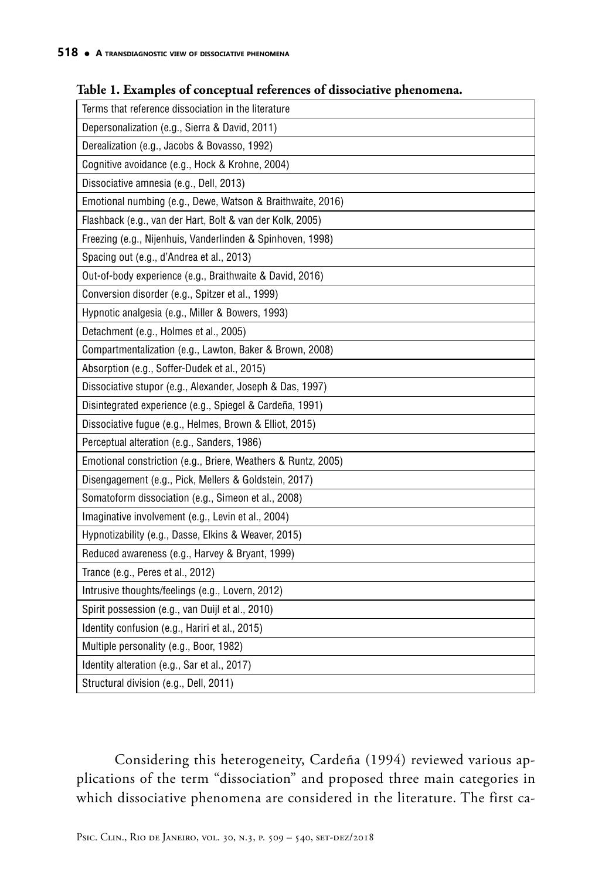**Table 1. Examples of conceptual references of dissociative phenomena.**

| Terms that reference dissociation in the literature |
|---|
| Depersonalization (e.g., Sierra & David, 2011) |
| Derealization (e.g., Jacobs & Bovasso, 1992) |
| Cognitive avoidance (e.g., Hock & Krohne, 2004) |
| Dissociative amnesia (e.g., Dell, 2013) |
| Emotional numbing (e.g., Dewe, Watson & Braithwaite, 2016) |
| Flashback (e.g., van der Hart, Bolt & van der Kolk, 2005) |
| Freezing (e.g., Nijenhuis, Vanderlinden & Spinhoven, 1998) |
| Spacing out (e.g., d'Andrea et al., 2013) |
| Out-of-body experience (e.g., Braithwaite & David, 2016) |
| Conversion disorder (e.g., Spitzer et al., 1999) |
| Hypnotic analgesia (e.g., Miller & Bowers, 1993) |
| Detachment (e.g., Holmes et al., 2005) |
| Compartmentalization (e.g., Lawton, Baker & Brown, 2008) |
| Absorption (e.g., Soffer-Dudek et al., 2015) |
| Dissociative stupor (e.g., Alexander, Joseph & Das, 1997) |
| Disintegrated experience (e.g., Spiegel & Cardeña, 1991) |
| Dissociative fugue (e.g., Helmes, Brown & Elliot, 2015) |
| Perceptual alteration (e.g., Sanders, 1986) |
| Emotional constriction (e.g., Briere, Weathers & Runtz, 2005) |
| Disengagement (e.g., Pick, Mellers & Goldstein, 2017) |
| Somatoform dissociation (e.g., Simeon et al., 2008) |
| Imaginative involvement (e.g., Levin et al., 2004) |
| Hypnotizability (e.g., Dasse, Elkins & Weaver, 2015) |
| Reduced awareness (e.g., Harvey & Bryant, 1999) |
| Trance (e.g., Peres et al., 2012) |
| Intrusive thoughts/feelings (e.g., Lovern, 2012) |
| Spirit possession (e.g., van Duijl et al., 2010) |
| Identity confusion (e.g., Hariri et al., 2015) |
| Multiple personality (e.g., Boor, 1982) |
| Identity alteration (e.g., Sar et al., 2017) |
| Structural division (e.g., Dell, 2011) |

Considering this heterogeneity, Cardeña (1994) reviewed various applications of the term "dissociation" and proposed three main categories in which dissociative phenomena are considered in the literature. The first ca-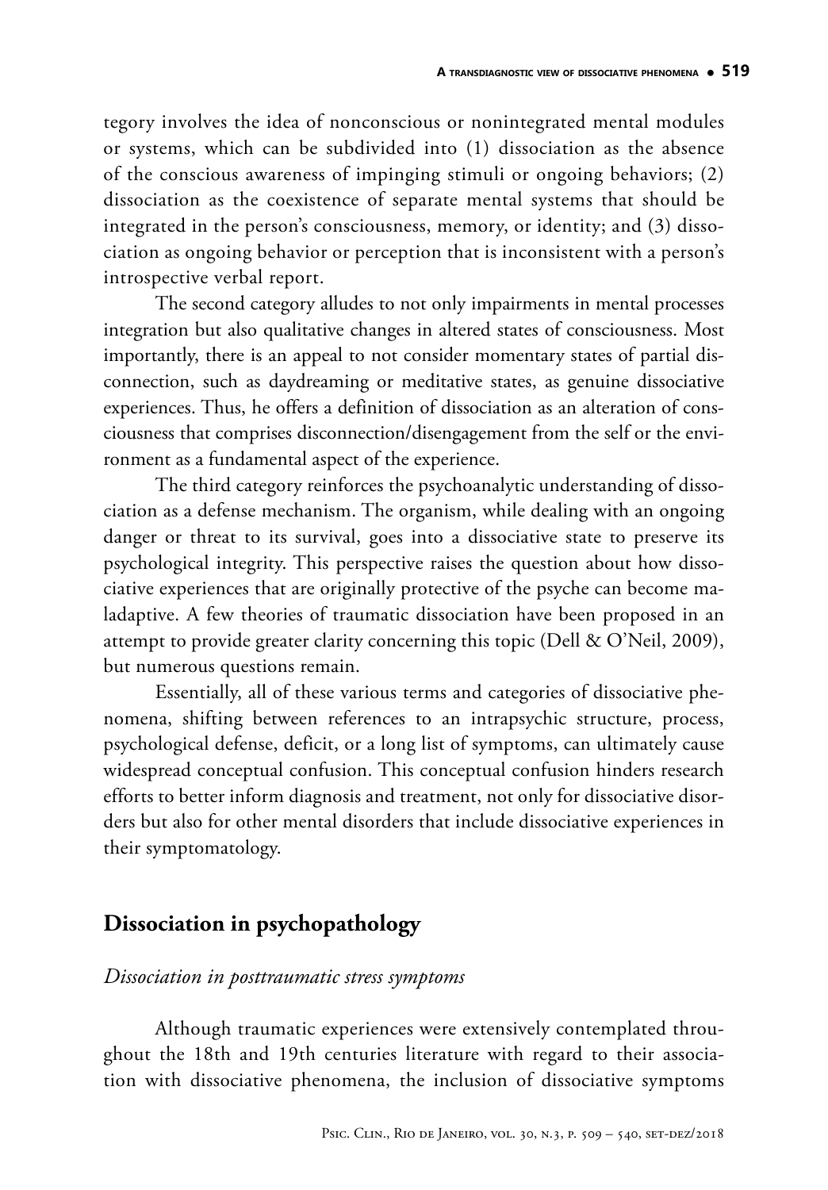tegory involves the idea of nonconscious or nonintegrated mental modules or systems, which can be subdivided into (1) dissociation as the absence of the conscious awareness of impinging stimuli or ongoing behaviors; (2) dissociation as the coexistence of separate mental systems that should be integrated in the person's consciousness, memory, or identity; and (3) dissociation as ongoing behavior or perception that is inconsistent with a person's introspective verbal report.

The second category alludes to not only impairments in mental processes integration but also qualitative changes in altered states of consciousness. Most importantly, there is an appeal to not consider momentary states of partial disconnection, such as daydreaming or meditative states, as genuine dissociative experiences. Thus, he offers a definition of dissociation as an alteration of consciousness that comprises disconnection/disengagement from the self or the environment as a fundamental aspect of the experience.

The third category reinforces the psychoanalytic understanding of dissociation as a defense mechanism. The organism, while dealing with an ongoing danger or threat to its survival, goes into a dissociative state to preserve its psychological integrity. This perspective raises the question about how dissociative experiences that are originally protective of the psyche can become maladaptive. A few theories of traumatic dissociation have been proposed in an attempt to provide greater clarity concerning this topic (Dell & O'Neil, 2009), but numerous questions remain.

Essentially, all of these various terms and categories of dissociative phenomena, shifting between references to an intrapsychic structure, process, psychological defense, deficit, or a long list of symptoms, can ultimately cause widespread conceptual confusion. This conceptual confusion hinders research efforts to better inform diagnosis and treatment, not only for dissociative disorders but also for other mental disorders that include dissociative experiences in their symptomatology.

## Dissociation in psychopathology

### *Dissociation in posttraumatic stress symptoms*

Although traumatic experiences were extensively contemplated throughout the 18th and 19th centuries literature with regard to their association with dissociative phenomena, the inclusion of dissociative symptoms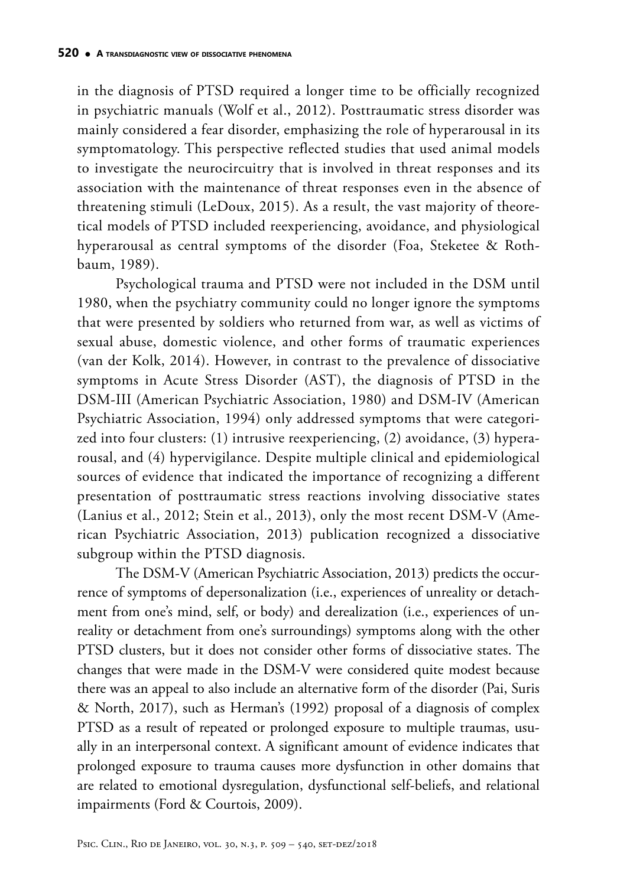in the diagnosis of PTSD required a longer time to be officially recognized in psychiatric manuals (Wolf et al., 2012). Posttraumatic stress disorder was mainly considered a fear disorder, emphasizing the role of hyperarousal in its symptomatology. This perspective reflected studies that used animal models to investigate the neurocircuitry that is involved in threat responses and its association with the maintenance of threat responses even in the absence of threatening stimuli (LeDoux, 2015). As a result, the vast majority of theoretical models of PTSD included reexperiencing, avoidance, and physiological hyperarousal as central symptoms of the disorder (Foa, Steketee & Rothbaum, 1989).

Psychological trauma and PTSD were not included in the DSM until 1980, when the psychiatry community could no longer ignore the symptoms that were presented by soldiers who returned from war, as well as victims of sexual abuse, domestic violence, and other forms of traumatic experiences (van der Kolk, 2014). However, in contrast to the prevalence of dissociative symptoms in Acute Stress Disorder (AST), the diagnosis of PTSD in the DSM-III (American Psychiatric Association, 1980) and DSM-IV (American Psychiatric Association, 1994) only addressed symptoms that were categorized into four clusters: (1) intrusive reexperiencing, (2) avoidance, (3) hyperarousal, and (4) hypervigilance. Despite multiple clinical and epidemiological sources of evidence that indicated the importance of recognizing a different presentation of posttraumatic stress reactions involving dissociative states (Lanius et al., 2012; Stein et al., 2013), only the most recent DSM-V (American Psychiatric Association, 2013) publication recognized a dissociative subgroup within the PTSD diagnosis.

The DSM-V (American Psychiatric Association, 2013) predicts the occurrence of symptoms of depersonalization (i.e., experiences of unreality or detachment from one's mind, self, or body) and derealization (i.e., experiences of unreality or detachment from one's surroundings) symptoms along with the other PTSD clusters, but it does not consider other forms of dissociative states. The changes that were made in the DSM-V were considered quite modest because there was an appeal to also include an alternative form of the disorder (Pai, Suris & North, 2017), such as Herman's (1992) proposal of a diagnosis of complex PTSD as a result of repeated or prolonged exposure to multiple traumas, usually in an interpersonal context. A significant amount of evidence indicates that prolonged exposure to trauma causes more dysfunction in other domains that are related to emotional dysregulation, dysfunctional self-beliefs, and relational impairments (Ford & Courtois, 2009).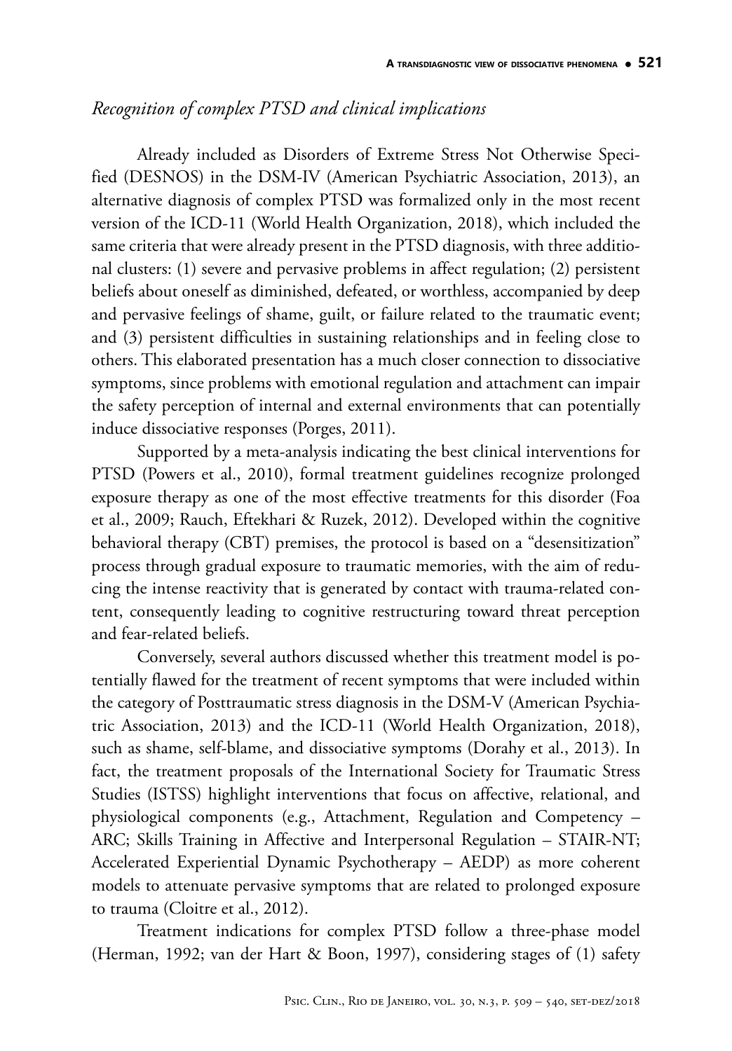## *Recognition of complex PTSD and clinical implications*

Already included as Disorders of Extreme Stress Not Otherwise Specified (DESNOS) in the DSM-IV (American Psychiatric Association, 2013), an alternative diagnosis of complex PTSD was formalized only in the most recent version of the ICD-11 (World Health Organization, 2018), which included the same criteria that were already present in the PTSD diagnosis, with three additional clusters: (1) severe and pervasive problems in affect regulation; (2) persistent beliefs about oneself as diminished, defeated, or worthless, accompanied by deep and pervasive feelings of shame, guilt, or failure related to the traumatic event; and (3) persistent difficulties in sustaining relationships and in feeling close to others. This elaborated presentation has a much closer connection to dissociative symptoms, since problems with emotional regulation and attachment can impair the safety perception of internal and external environments that can potentially induce dissociative responses (Porges, 2011).

Supported by a meta-analysis indicating the best clinical interventions for PTSD (Powers et al., 2010), formal treatment guidelines recognize prolonged exposure therapy as one of the most effective treatments for this disorder (Foa et al., 2009; Rauch, Eftekhari & Ruzek, 2012). Developed within the cognitive behavioral therapy (CBT) premises, the protocol is based on a "desensitization" process through gradual exposure to traumatic memories, with the aim of reducing the intense reactivity that is generated by contact with trauma-related content, consequently leading to cognitive restructuring toward threat perception and fear-related beliefs.

Conversely, several authors discussed whether this treatment model is potentially flawed for the treatment of recent symptoms that were included within the category of Posttraumatic stress diagnosis in the DSM-V (American Psychiatric Association, 2013) and the ICD-11 (World Health Organization, 2018), such as shame, self-blame, and dissociative symptoms (Dorahy et al., 2013). In fact, the treatment proposals of the International Society for Traumatic Stress Studies (ISTSS) highlight interventions that focus on affective, relational, and physiological components (e.g., Attachment, Regulation and Competency – ARC; Skills Training in Affective and Interpersonal Regulation – STAIR-NT; Accelerated Experiential Dynamic Psychotherapy – AEDP) as more coherent models to attenuate pervasive symptoms that are related to prolonged exposure to trauma (Cloitre et al., 2012).

Treatment indications for complex PTSD follow a three-phase model (Herman, 1992; van der Hart & Boon, 1997), considering stages of (1) safety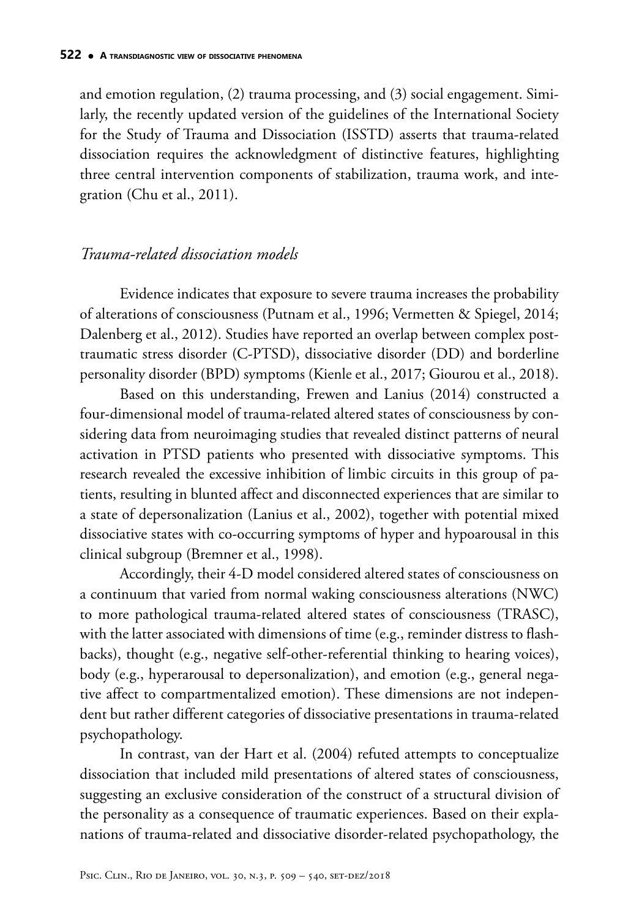and emotion regulation, (2) trauma processing, and (3) social engagement. Similarly, the recently updated version of the guidelines of the International Society for the Study of Trauma and Dissociation (ISSTD) asserts that trauma-related dissociation requires the acknowledgment of distinctive features, highlighting three central intervention components of stabilization, trauma work, and integration (Chu et al., 2011).

### *Trauma-related dissociation models*

Evidence indicates that exposure to severe trauma increases the probability of alterations of consciousness (Putnam et al., 1996; Vermetten & Spiegel, 2014; Dalenberg et al., 2012). Studies have reported an overlap between complex posttraumatic stress disorder (C-PTSD), dissociative disorder (DD) and borderline personality disorder (BPD) symptoms (Kienle et al., 2017; Giourou et al., 2018).

Based on this understanding, Frewen and Lanius (2014) constructed a four-dimensional model of trauma-related altered states of consciousness by considering data from neuroimaging studies that revealed distinct patterns of neural activation in PTSD patients who presented with dissociative symptoms. This research revealed the excessive inhibition of limbic circuits in this group of patients, resulting in blunted affect and disconnected experiences that are similar to a state of depersonalization (Lanius et al., 2002), together with potential mixed dissociative states with co-occurring symptoms of hyper and hypoarousal in this clinical subgroup (Bremner et al., 1998).

Accordingly, their 4-D model considered altered states of consciousness on a continuum that varied from normal waking consciousness alterations (NWC) to more pathological trauma-related altered states of consciousness (TRASC), with the latter associated with dimensions of time (e.g., reminder distress to flashbacks), thought (e.g., negative self-other-referential thinking to hearing voices), body (e.g., hyperarousal to depersonalization), and emotion (e.g., general negative affect to compartmentalized emotion). These dimensions are not independent but rather different categories of dissociative presentations in trauma-related psychopathology.

In contrast, van der Hart et al. (2004) refuted attempts to conceptualize dissociation that included mild presentations of altered states of consciousness, suggesting an exclusive consideration of the construct of a structural division of the personality as a consequence of traumatic experiences. Based on their explanations of trauma-related and dissociative disorder-related psychopathology, the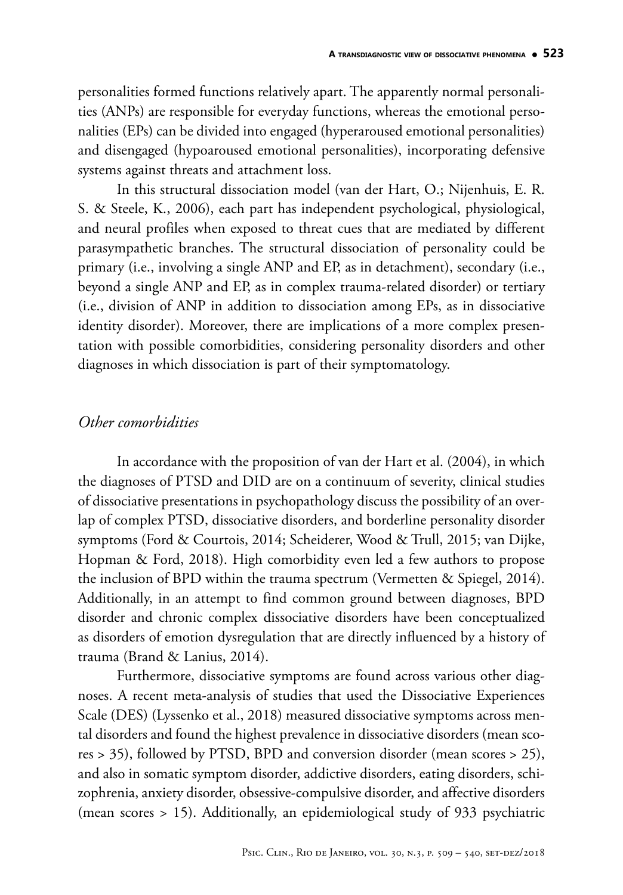personalities formed functions relatively apart. The apparently normal personalities (ANPs) are responsible for everyday functions, whereas the emotional personalities (EPs) can be divided into engaged (hyperaroused emotional personalities) and disengaged (hypoaroused emotional personalities), incorporating defensive systems against threats and attachment loss.

In this structural dissociation model (van der Hart, O.; Nijenhuis, E. R. S. & Steele, K., 2006), each part has independent psychological, physiological, and neural profiles when exposed to threat cues that are mediated by different parasympathetic branches. The structural dissociation of personality could be primary (i.e., involving a single ANP and EP, as in detachment), secondary (i.e., beyond a single ANP and EP, as in complex trauma-related disorder) or tertiary (i.e., division of ANP in addition to dissociation among EPs, as in dissociative identity disorder). Moreover, there are implications of a more complex presentation with possible comorbidities, considering personality disorders and other diagnoses in which dissociation is part of their symptomatology.

### *Other comorbidities*

In accordance with the proposition of van der Hart et al. (2004), in which the diagnoses of PTSD and DID are on a continuum of severity, clinical studies of dissociative presentations in psychopathology discuss the possibility of an overlap of complex PTSD, dissociative disorders, and borderline personality disorder symptoms (Ford & Courtois, 2014; Scheiderer, Wood & Trull, 2015; van Dijke, Hopman & Ford, 2018). High comorbidity even led a few authors to propose the inclusion of BPD within the trauma spectrum (Vermetten & Spiegel, 2014). Additionally, in an attempt to find common ground between diagnoses, BPD disorder and chronic complex dissociative disorders have been conceptualized as disorders of emotion dysregulation that are directly influenced by a history of trauma (Brand & Lanius, 2014).

Furthermore, dissociative symptoms are found across various other diagnoses. A recent meta-analysis of studies that used the Dissociative Experiences Scale (DES) (Lyssenko et al., 2018) measured dissociative symptoms across mental disorders and found the highest prevalence in dissociative disorders (mean scores > 35), followed by PTSD, BPD and conversion disorder (mean scores > 25), and also in somatic symptom disorder, addictive disorders, eating disorders, schizophrenia, anxiety disorder, obsessive-compulsive disorder, and affective disorders (mean scores > 15). Additionally, an epidemiological study of 933 psychiatric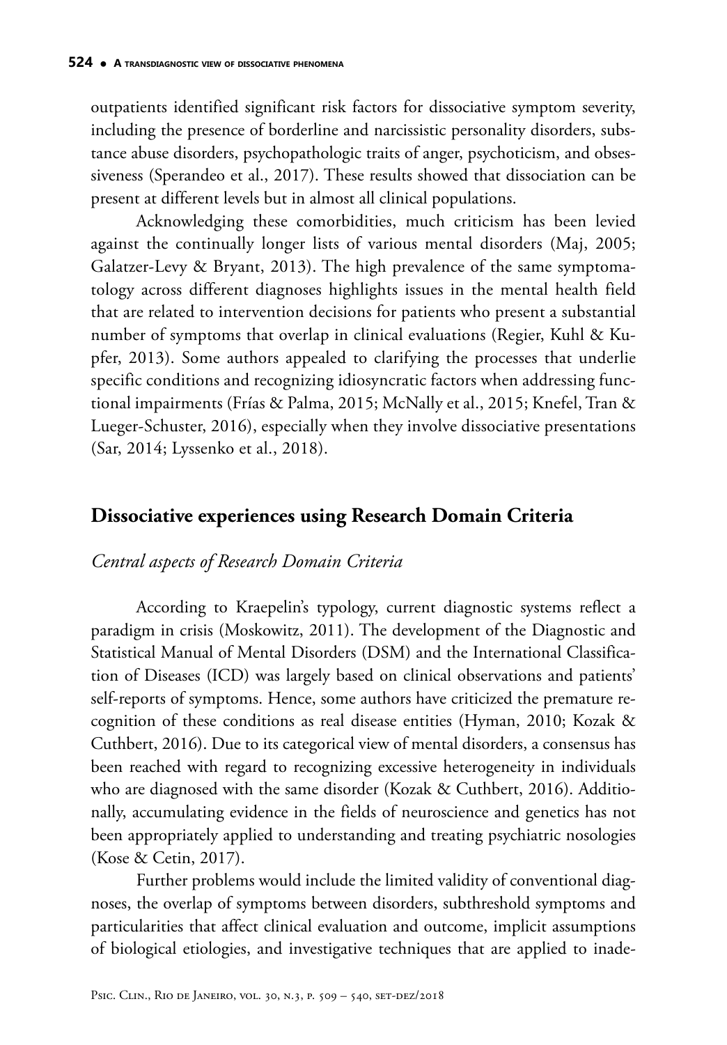outpatients identified significant risk factors for dissociative symptom severity, including the presence of borderline and narcissistic personality disorders, substance abuse disorders, psychopathologic traits of anger, psychoticism, and obsessiveness (Sperandeo et al., 2017). These results showed that dissociation can be present at different levels but in almost all clinical populations.

Acknowledging these comorbidities, much criticism has been levied against the continually longer lists of various mental disorders (Maj, 2005; Galatzer-Levy & Bryant, 2013). The high prevalence of the same symptomatology across different diagnoses highlights issues in the mental health field that are related to intervention decisions for patients who present a substantial number of symptoms that overlap in clinical evaluations (Regier, Kuhl & Kupfer, 2013). Some authors appealed to clarifying the processes that underlie specific conditions and recognizing idiosyncratic factors when addressing functional impairments (Frías & Palma, 2015; McNally et al., 2015; Knefel, Tran & Lueger-Schuster, 2016), especially when they involve dissociative presentations (Sar, 2014; Lyssenko et al., 2018).

## Dissociative experiences using Research Domain Criteria

### *Central aspects of Research Domain Criteria*

According to Kraepelin's typology, current diagnostic systems reflect a paradigm in crisis (Moskowitz, 2011). The development of the Diagnostic and Statistical Manual of Mental Disorders (DSM) and the International Classification of Diseases (ICD) was largely based on clinical observations and patients' self-reports of symptoms. Hence, some authors have criticized the premature recognition of these conditions as real disease entities (Hyman, 2010; Kozak & Cuthbert, 2016). Due to its categorical view of mental disorders, a consensus has been reached with regard to recognizing excessive heterogeneity in individuals who are diagnosed with the same disorder (Kozak & Cuthbert, 2016). Additionally, accumulating evidence in the fields of neuroscience and genetics has not been appropriately applied to understanding and treating psychiatric nosologies (Kose & Cetin, 2017).

Further problems would include the limited validity of conventional diagnoses, the overlap of symptoms between disorders, subthreshold symptoms and particularities that affect clinical evaluation and outcome, implicit assumptions of biological etiologies, and investigative techniques that are applied to inade-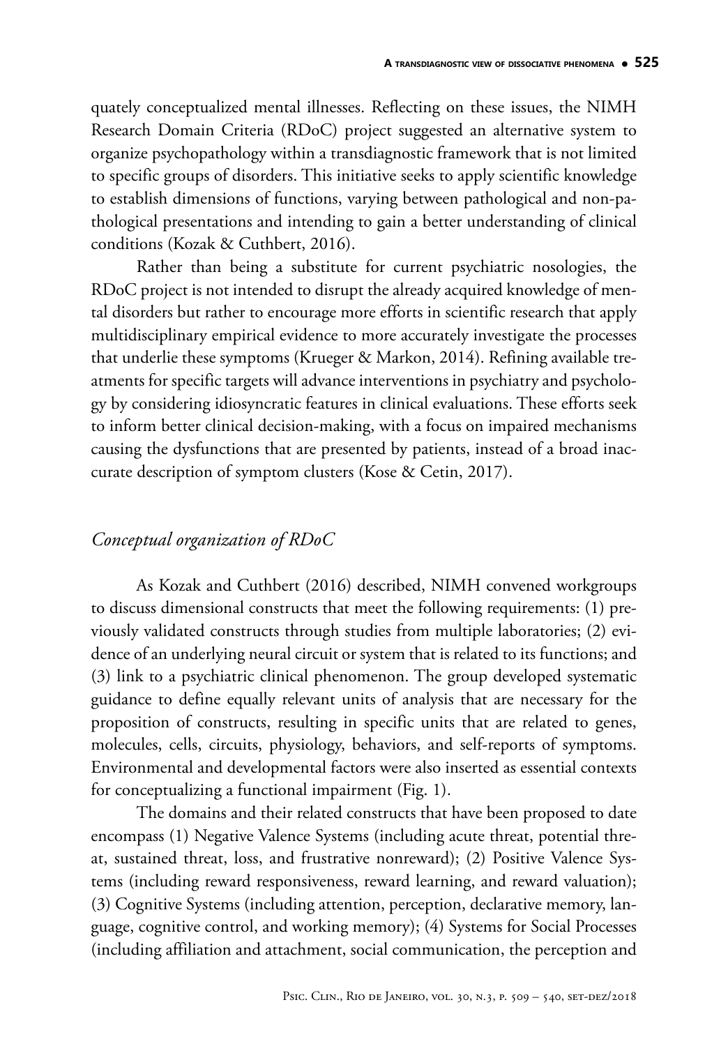quately conceptualized mental illnesses. Reflecting on these issues, the NIMH Research Domain Criteria (RDoC) project suggested an alternative system to organize psychopathology within a transdiagnostic framework that is not limited to specific groups of disorders. This initiative seeks to apply scientific knowledge to establish dimensions of functions, varying between pathological and non-pathological presentations and intending to gain a better understanding of clinical conditions (Kozak & Cuthbert, 2016).

Rather than being a substitute for current psychiatric nosologies, the RDoC project is not intended to disrupt the already acquired knowledge of mental disorders but rather to encourage more efforts in scientific research that apply multidisciplinary empirical evidence to more accurately investigate the processes that underlie these symptoms (Krueger & Markon, 2014). Refining available treatments for specific targets will advance interventions in psychiatry and psychology by considering idiosyncratic features in clinical evaluations. These efforts seek to inform better clinical decision-making, with a focus on impaired mechanisms causing the dysfunctions that are presented by patients, instead of a broad inaccurate description of symptom clusters (Kose & Cetin, 2017).

## *Conceptual organization of RDoC*

As Kozak and Cuthbert (2016) described, NIMH convened workgroups to discuss dimensional constructs that meet the following requirements: (1) previously validated constructs through studies from multiple laboratories; (2) evidence of an underlying neural circuit or system that is related to its functions; and (3) link to a psychiatric clinical phenomenon. The group developed systematic guidance to define equally relevant units of analysis that are necessary for the proposition of constructs, resulting in specific units that are related to genes, molecules, cells, circuits, physiology, behaviors, and self-reports of symptoms. Environmental and developmental factors were also inserted as essential contexts for conceptualizing a functional impairment (Fig. 1).

The domains and their related constructs that have been proposed to date encompass (1) Negative Valence Systems (including acute threat, potential threat, sustained threat, loss, and frustrative nonreward); (2) Positive Valence Systems (including reward responsiveness, reward learning, and reward valuation); (3) Cognitive Systems (including attention, perception, declarative memory, language, cognitive control, and working memory); (4) Systems for Social Processes (including affiliation and attachment, social communication, the perception and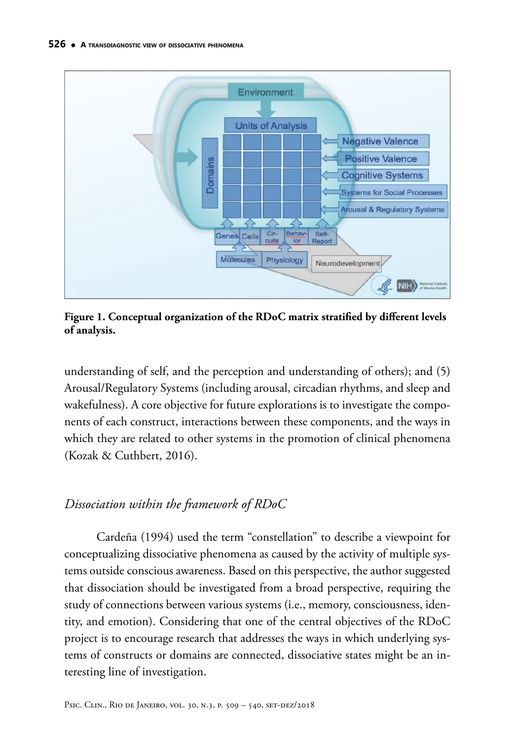Environment

Units of Analysis

Domains

Negative Valence

Positive Valence

Cognitive Systems

Systems for Social Processes

Arousal & Regulatory Systems

Genes Cells Cir-cuits Behav-ior Self-Report

Molecules Physiology

Neurodevelopment

NIH National Institute of Mental Health

**Figure 1. Conceptual organization of the RDoC matrix stratified by different levels of analysis.**

understanding of self, and the perception and understanding of others); and (5) Arousal/Regulatory Systems (including arousal, circadian rhythms, and sleep and wakefulness). A core objective for future explorations is to investigate the components of each construct, interactions between these components, and the ways in which they are related to other systems in the promotion of clinical phenomena (Kozak & Cuthbert, 2016).

## *Dissociation within the framework of RDoC*

Cardeña (1994) used the term "constellation" to describe a viewpoint for conceptualizing dissociative phenomena as caused by the activity of multiple systems outside conscious awareness. Based on this perspective, the author suggested that dissociation should be investigated from a broad perspective, requiring the study of connections between various systems (i.e., memory, consciousness, identity, and emotion). Considering that one of the central objectives of the RDoC project is to encourage research that addresses the ways in which underlying systems of constructs or domains are connected, dissociative states might be an interesting line of investigation.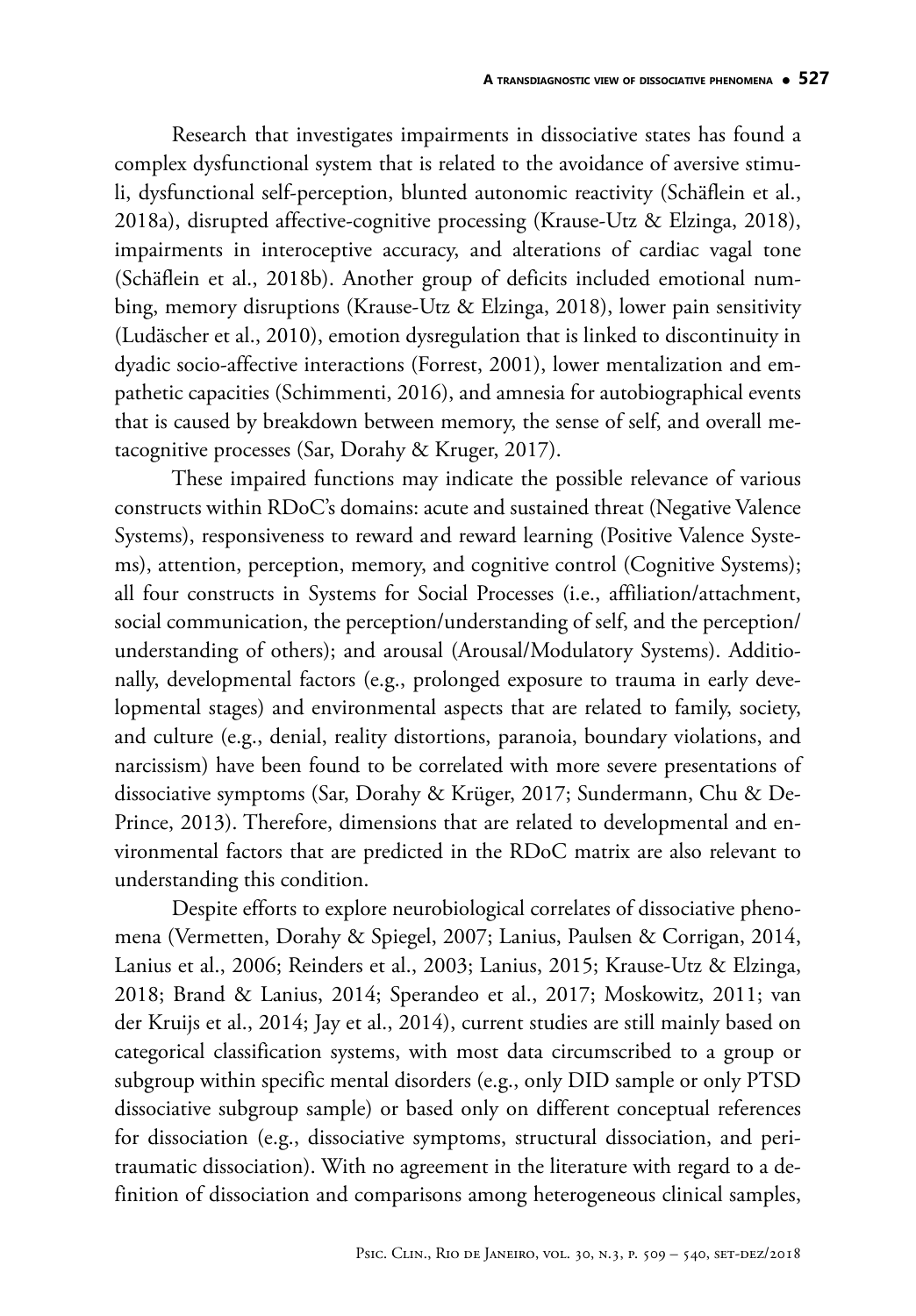Research that investigates impairments in dissociative states has found a complex dysfunctional system that is related to the avoidance of aversive stimuli, dysfunctional self-perception, blunted autonomic reactivity (Schäflein et al., 2018a), disrupted affective-cognitive processing (Krause-Utz & Elzinga, 2018), impairments in interoceptive accuracy, and alterations of cardiac vagal tone (Schäflein et al., 2018b). Another group of deficits included emotional numbing, memory disruptions (Krause-Utz & Elzinga, 2018), lower pain sensitivity (Ludäscher et al., 2010), emotion dysregulation that is linked to discontinuity in dyadic socio-affective interactions (Forrest, 2001), lower mentalization and empathetic capacities (Schimmenti, 2016), and amnesia for autobiographical events that is caused by breakdown between memory, the sense of self, and overall metacognitive processes (Sar, Dorahy & Kruger, 2017).

These impaired functions may indicate the possible relevance of various constructs within RDoC's domains: acute and sustained threat (Negative Valence Systems), responsiveness to reward and reward learning (Positive Valence Systems), attention, perception, memory, and cognitive control (Cognitive Systems); all four constructs in Systems for Social Processes (i.e., affiliation/attachment, social communication, the perception/understanding of self, and the perception/understanding of others); and arousal (Arousal/Modulatory Systems). Additionally, developmental factors (e.g., prolonged exposure to trauma in early developmental stages) and environmental aspects that are related to family, society, and culture (e.g., denial, reality distortions, paranoia, boundary violations, and narcissism) have been found to be correlated with more severe presentations of dissociative symptoms (Sar, Dorahy & Krüger, 2017; Sundermann, Chu & DePrince, 2013). Therefore, dimensions that are related to developmental and environmental factors that are predicted in the RDoC matrix are also relevant to understanding this condition.

Despite efforts to explore neurobiological correlates of dissociative phenomena (Vermetten, Dorahy & Spiegel, 2007; Lanius, Paulsen & Corrigan, 2014, Lanius et al., 2006; Reinders et al., 2003; Lanius, 2015; Krause-Utz & Elzinga, 2018; Brand & Lanius, 2014; Sperandeo et al., 2017; Moskowitz, 2011; van der Kruijs et al., 2014; Jay et al., 2014), current studies are still mainly based on categorical classification systems, with most data circumscribed to a group or subgroup within specific mental disorders (e.g., only DID sample or only PTSD dissociative subgroup sample) or based only on different conceptual references for dissociation (e.g., dissociative symptoms, structural dissociation, and peritraumatic dissociation). With no agreement in the literature with regard to a definition of dissociation and comparisons among heterogeneous clinical samples,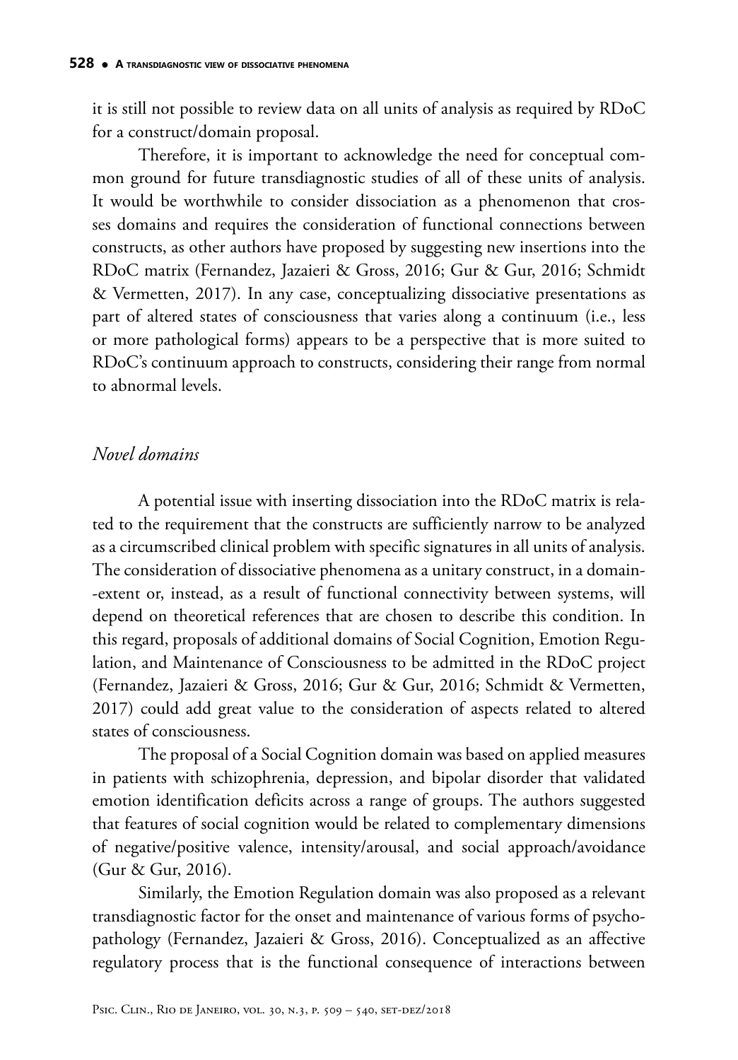it is still not possible to review data on all units of analysis as required by RDoC for a construct/domain proposal.

Therefore, it is important to acknowledge the need for conceptual common ground for future transdiagnostic studies of all of these units of analysis. It would be worthwhile to consider dissociation as a phenomenon that crosses domains and requires the consideration of functional connections between constructs, as other authors have proposed by suggesting new insertions into the RDoC matrix (Fernandez, Jazaieri & Gross, 2016; Gur & Gur, 2016; Schmidt & Vermetten, 2017). In any case, conceptualizing dissociative presentations as part of altered states of consciousness that varies along a continuum (i.e., less or more pathological forms) appears to be a perspective that is more suited to RDoC's continuum approach to constructs, considering their range from normal to abnormal levels.

### *Novel domains*

A potential issue with inserting dissociation into the RDoC matrix is related to the requirement that the constructs are sufficiently narrow to be analyzed as a circumscribed clinical problem with specific signatures in all units of analysis. The consideration of dissociative phenomena as a unitary construct, in a domain-extent or, instead, as a result of functional connectivity between systems, will depend on theoretical references that are chosen to describe this condition. In this regard, proposals of additional domains of Social Cognition, Emotion Regulation, and Maintenance of Consciousness to be admitted in the RDoC project (Fernandez, Jazaieri & Gross, 2016; Gur & Gur, 2016; Schmidt & Vermetten, 2017) could add great value to the consideration of aspects related to altered states of consciousness.

The proposal of a Social Cognition domain was based on applied measures in patients with schizophrenia, depression, and bipolar disorder that validated emotion identification deficits across a range of groups. The authors suggested that features of social cognition would be related to complementary dimensions of negative/positive valence, intensity/arousal, and social approach/avoidance (Gur & Gur, 2016).

Similarly, the Emotion Regulation domain was also proposed as a relevant transdiagnostic factor for the onset and maintenance of various forms of psychopathology (Fernandez, Jazaieri & Gross, 2016). Conceptualized as an affective regulatory process that is the functional consequence of interactions between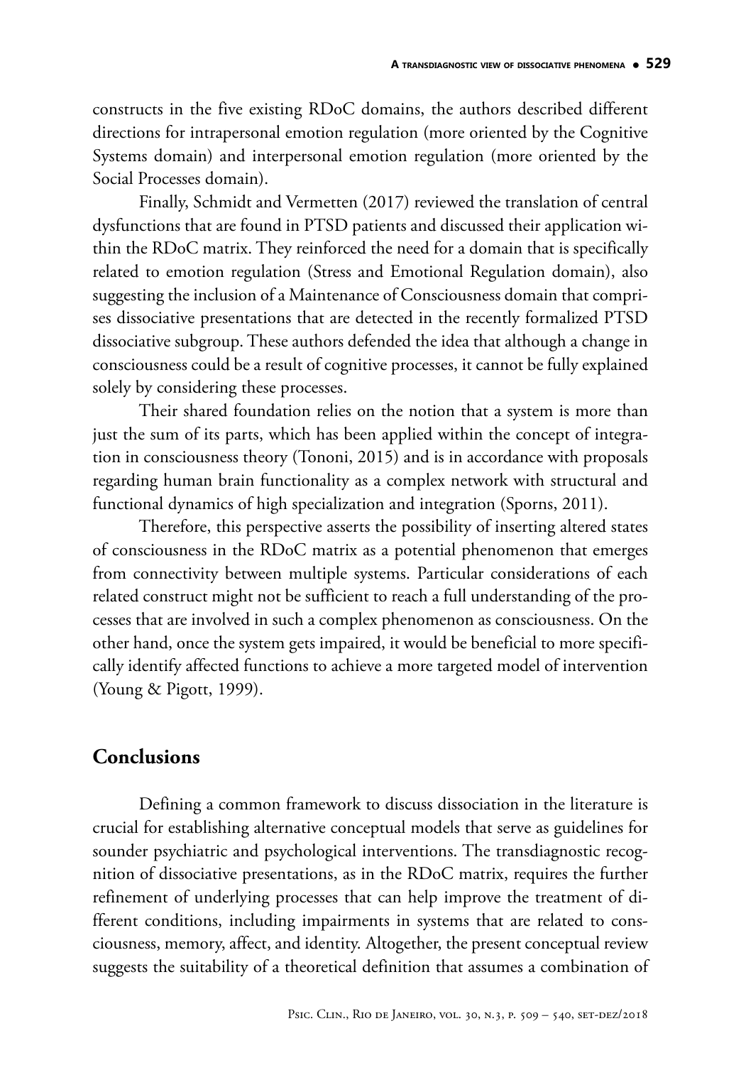constructs in the five existing RDoC domains, the authors described different directions for intrapersonal emotion regulation (more oriented by the Cognitive Systems domain) and interpersonal emotion regulation (more oriented by the Social Processes domain).

Finally, Schmidt and Vermetten (2017) reviewed the translation of central dysfunctions that are found in PTSD patients and discussed their application within the RDoC matrix. They reinforced the need for a domain that is specifically related to emotion regulation (Stress and Emotional Regulation domain), also suggesting the inclusion of a Maintenance of Consciousness domain that comprises dissociative presentations that are detected in the recently formalized PTSD dissociative subgroup. These authors defended the idea that although a change in consciousness could be a result of cognitive processes, it cannot be fully explained solely by considering these processes.

Their shared foundation relies on the notion that a system is more than just the sum of its parts, which has been applied within the concept of integration in consciousness theory (Tononi, 2015) and is in accordance with proposals regarding human brain functionality as a complex network with structural and functional dynamics of high specialization and integration (Sporns, 2011).

Therefore, this perspective asserts the possibility of inserting altered states of consciousness in the RDoC matrix as a potential phenomenon that emerges from connectivity between multiple systems. Particular considerations of each related construct might not be sufficient to reach a full understanding of the processes that are involved in such a complex phenomenon as consciousness. On the other hand, once the system gets impaired, it would be beneficial to more specifically identify affected functions to achieve a more targeted model of intervention (Young & Pigott, 1999).

## Conclusions

Defining a common framework to discuss dissociation in the literature is crucial for establishing alternative conceptual models that serve as guidelines for sounder psychiatric and psychological interventions. The transdiagnostic recognition of dissociative presentations, as in the RDoC matrix, requires the further refinement of underlying processes that can help improve the treatment of different conditions, including impairments in systems that are related to consciousness, memory, affect, and identity. Altogether, the present conceptual review suggests the suitability of a theoretical definition that assumes a combination of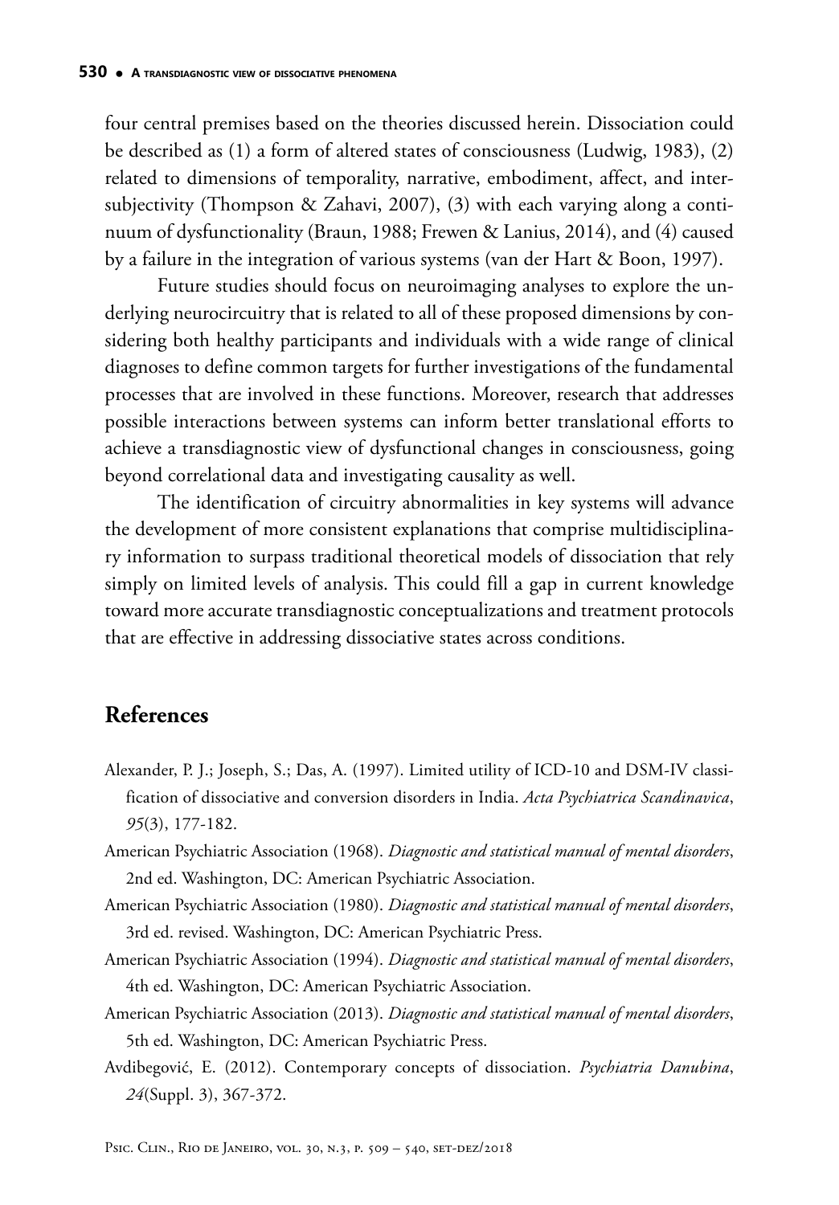four central premises based on the theories discussed herein. Dissociation could be described as (1) a form of altered states of consciousness (Ludwig, 1983), (2) related to dimensions of temporality, narrative, embodiment, affect, and intersubjectivity (Thompson & Zahavi, 2007), (3) with each varying along a continuum of dysfunctionality (Braun, 1988; Frewen & Lanius, 2014), and (4) caused by a failure in the integration of various systems (van der Hart & Boon, 1997).

Future studies should focus on neuroimaging analyses to explore the underlying neurocircuitry that is related to all of these proposed dimensions by considering both healthy participants and individuals with a wide range of clinical diagnoses to define common targets for further investigations of the fundamental processes that are involved in these functions. Moreover, research that addresses possible interactions between systems can inform better translational efforts to achieve a transdiagnostic view of dysfunctional changes in consciousness, going beyond correlational data and investigating causality as well.

The identification of circuitry abnormalities in key systems will advance the development of more consistent explanations that comprise multidisciplinary information to surpass traditional theoretical models of dissociation that rely simply on limited levels of analysis. This could fill a gap in current knowledge toward more accurate transdiagnostic conceptualizations and treatment protocols that are effective in addressing dissociative states across conditions.

## References

Alexander, P. J.; Joseph, S.; Das, A. (1997). Limited utility of ICD-10 and DSM-IV classification of dissociative and conversion disorders in India. *Acta Psychiatrica Scandinavica*, *95*(3), 177-182.

American Psychiatric Association (1968). *Diagnostic and statistical manual of mental disorders*, 2nd ed. Washington, DC: American Psychiatric Association.

American Psychiatric Association (1980). *Diagnostic and statistical manual of mental disorders*, 3rd ed. revised. Washington, DC: American Psychiatric Press.

American Psychiatric Association (1994). *Diagnostic and statistical manual of mental disorders*, 4th ed. Washington, DC: American Psychiatric Association.

American Psychiatric Association (2013). *Diagnostic and statistical manual of mental disorders*, 5th ed. Washington, DC: American Psychiatric Press.

Avdibegović, E. (2012). Contemporary concepts of dissociation. *Psychiatria Danubina*, *24*(Suppl. 3), 367-372.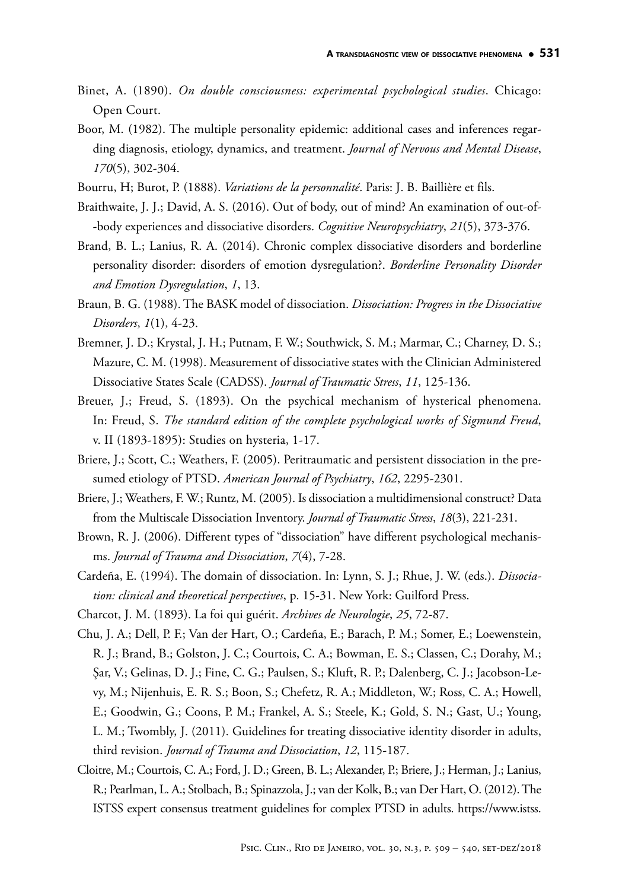Binet, A. (1890). *On double consciousness: experimental psychological studies*. Chicago: Open Court.

Boor, M. (1982). The multiple personality epidemic: additional cases and inferences regarding diagnosis, etiology, dynamics, and treatment. *Journal of Nervous and Mental Disease*, *170*(5), 302-304.

Bourru, H; Burot, P. (1888). *Variations de la personnalité*. Paris: J. B. Baillière et fils.

Braithwaite, J. J.; David, A. S. (2016). Out of body, out of mind? An examination of out-of--body experiences and dissociative disorders. *Cognitive Neuropsychiatry*, *21*(5), 373-376.

Brand, B. L.; Lanius, R. A. (2014). Chronic complex dissociative disorders and borderline personality disorder: disorders of emotion dysregulation?. *Borderline Personality Disorder and Emotion Dysregulation*, *1*, 13.

Braun, B. G. (1988). The BASK model of dissociation. *Dissociation: Progress in the Dissociative Disorders*, *1*(1), 4-23.

Bremner, J. D.; Krystal, J. H.; Putnam, F. W.; Southwick, S. M.; Marmar, C.; Charney, D. S.; Mazure, C. M. (1998). Measurement of dissociative states with the Clinician Administered Dissociative States Scale (CADSS). *Journal of Traumatic Stress*, *11*, 125-136.

Breuer, J.; Freud, S. (1893). On the psychical mechanism of hysterical phenomena. In: Freud, S. *The standard edition of the complete psychological works of Sigmund Freud*, v. II (1893-1895): Studies on hysteria, 1-17.

Briere, J.; Scott, C.; Weathers, F. (2005). Peritraumatic and persistent dissociation in the presumed etiology of PTSD. *American Journal of Psychiatry*, *162*, 2295-2301.

Briere, J.; Weathers, F. W.; Runtz, M. (2005). Is dissociation a multidimensional construct? Data from the Multiscale Dissociation Inventory. *Journal of Traumatic Stress*, *18*(3), 221-231.

Brown, R. J. (2006). Different types of "dissociation" have different psychological mechanisms. *Journal of Trauma and Dissociation*, *7*(4), 7-28.

Cardeña, E. (1994). The domain of dissociation. In: Lynn, S. J.; Rhue, J. W. (eds.). *Dissociation: clinical and theoretical perspectives*, p. 15-31. New York: Guilford Press.

Charcot, J. M. (1893). La foi qui guérit. *Archives de Neurologie*, *25*, 72-87.

Chu, J. A.; Dell, P. F.; Van der Hart, O.; Cardeña, E.; Barach, P. M.; Somer, E.; Loewenstein, R. J.; Brand, B.; Golston, J. C.; Courtois, C. A.; Bowman, E. S.; Classen, C.; Dorahy, M.; Şar, V.; Gelinas, D. J.; Fine, C. G.; Paulsen, S.; Kluft, R. P.; Dalenberg, C. J.; Jacobson-Levy, M.; Nijenhuis, E. R. S.; Boon, S.; Chefetz, R. A.; Middleton, W.; Ross, C. A.; Howell, E.; Goodwin, G.; Coons, P. M.; Frankel, A. S.; Steele, K.; Gold, S. N.; Gast, U.; Young, L. M.; Twombly, J. (2011). Guidelines for treating dissociative identity disorder in adults, third revision. *Journal of Trauma and Dissociation*, *12*, 115-187.

Cloitre, M.; Courtois, C. A.; Ford, J. D.; Green, B. L.; Alexander, P.; Briere, J.; Herman, J.; Lanius, R.; Pearlman, L. A.; Stolbach, B.; Spinazzola, J.; van der Kolk, B.; van Der Hart, O. (2012). The ISTSS expert consensus treatment guidelines for complex PTSD in adults. https://www.istss.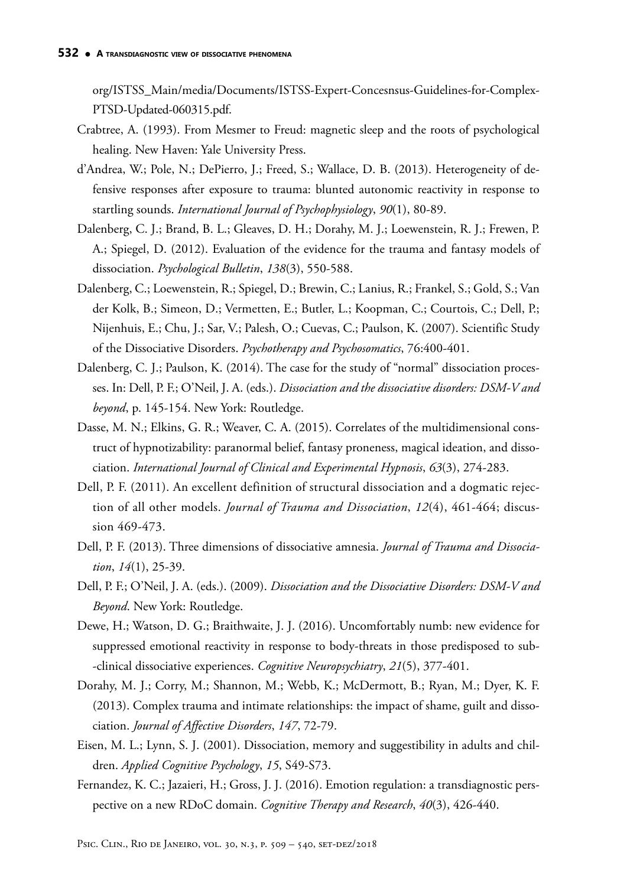org/ISTSS_Main/media/Documents/ISTSS-Expert-Concesnsus-Guidelines-for-Complex-PTSD-Updated-060315.pdf.

Crabtree, A. (1993). From Mesmer to Freud: magnetic sleep and the roots of psychological healing. New Haven: Yale University Press.

d'Andrea, W.; Pole, N.; DePierro, J.; Freed, S.; Wallace, D. B. (2013). Heterogeneity of defensive responses after exposure to trauma: blunted autonomic reactivity in response to startling sounds. *International Journal of Psychophysiology*, *90*(1), 80-89.

Dalenberg, C. J.; Brand, B. L.; Gleaves, D. H.; Dorahy, M. J.; Loewenstein, R. J.; Frewen, P. A.; Spiegel, D. (2012). Evaluation of the evidence for the trauma and fantasy models of dissociation. *Psychological Bulletin*, *138*(3), 550-588.

Dalenberg, C.; Loewenstein, R.; Spiegel, D.; Brewin, C.; Lanius, R.; Frankel, S.; Gold, S.; Van der Kolk, B.; Simeon, D.; Vermetten, E.; Butler, L.; Koopman, C.; Courtois, C.; Dell, P.; Nijenhuis, E.; Chu, J.; Sar, V.; Palesh, O.; Cuevas, C.; Paulson, K. (2007). Scientific Study of the Dissociative Disorders. *Psychotherapy and Psychosomatics*, 76:400-401.

Dalenberg, C. J.; Paulson, K. (2014). The case for the study of "normal" dissociation processes. In: Dell, P. F.; O'Neil, J. A. (eds.). *Dissociation and the dissociative disorders: DSM-V and beyond*, p. 145-154. New York: Routledge.

Dasse, M. N.; Elkins, G. R.; Weaver, C. A. (2015). Correlates of the multidimensional construct of hypnotizability: paranormal belief, fantasy proneness, magical ideation, and dissociation. *International Journal of Clinical and Experimental Hypnosis*, *63*(3), 274-283.

Dell, P. F. (2011). An excellent definition of structural dissociation and a dogmatic rejection of all other models. *Journal of Trauma and Dissociation*, *12*(4), 461-464; discussion 469-473.

Dell, P. F. (2013). Three dimensions of dissociative amnesia. *Journal of Trauma and Dissociation*, *14*(1), 25-39.

Dell, P. F.; O'Neil, J. A. (eds.). (2009). *Dissociation and the Dissociative Disorders: DSM-V and Beyond*. New York: Routledge.

Dewe, H.; Watson, D. G.; Braithwaite, J. J. (2016). Uncomfortably numb: new evidence for suppressed emotional reactivity in response to body-threats in those predisposed to sub--clinical dissociative experiences. *Cognitive Neuropsychiatry*, *21*(5), 377-401.

Dorahy, M. J.; Corry, M.; Shannon, M.; Webb, K.; McDermott, B.; Ryan, M.; Dyer, K. F. (2013). Complex trauma and intimate relationships: the impact of shame, guilt and dissociation. *Journal of Affective Disorders*, *147*, 72-79.

Eisen, M. L.; Lynn, S. J. (2001). Dissociation, memory and suggestibility in adults and children. *Applied Cognitive Psychology*, *15*, S49-S73.

Fernandez, K. C.; Jazaieri, H.; Gross, J. J. (2016). Emotion regulation: a transdiagnostic perspective on a new RDoC domain. *Cognitive Therapy and Research*, *40*(3), 426-440.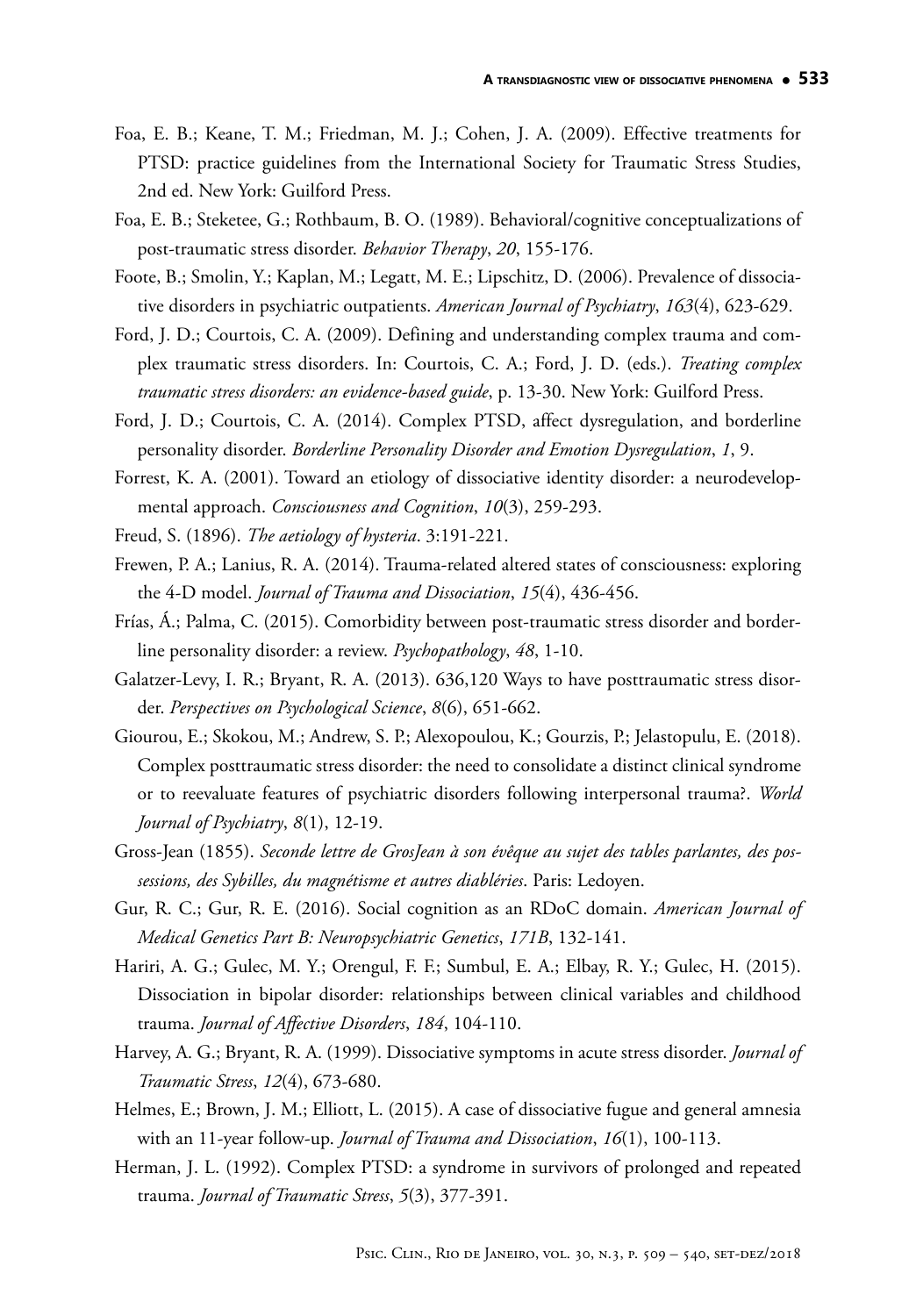Foa, E. B.; Keane, T. M.; Friedman, M. J.; Cohen, J. A. (2009). Effective treatments for PTSD: practice guidelines from the International Society for Traumatic Stress Studies, 2nd ed. New York: Guilford Press.

Foa, E. B.; Steketee, G.; Rothbaum, B. O. (1989). Behavioral/cognitive conceptualizations of post-traumatic stress disorder. *Behavior Therapy*, *20*, 155-176.

Foote, B.; Smolin, Y.; Kaplan, M.; Legatt, M. E.; Lipschitz, D. (2006). Prevalence of dissociative disorders in psychiatric outpatients. *American Journal of Psychiatry*, *163*(4), 623-629.

Ford, J. D.; Courtois, C. A. (2009). Defining and understanding complex trauma and complex traumatic stress disorders. In: Courtois, C. A.; Ford, J. D. (eds.). *Treating complex traumatic stress disorders: an evidence-based guide*, p. 13-30. New York: Guilford Press.

Ford, J. D.; Courtois, C. A. (2014). Complex PTSD, affect dysregulation, and borderline personality disorder. *Borderline Personality Disorder and Emotion Dysregulation*, *1*, 9.

Forrest, K. A. (2001). Toward an etiology of dissociative identity disorder: a neurodevelopmental approach. *Consciousness and Cognition*, *10*(3), 259-293.

Freud, S. (1896). *The aetiology of hysteria*. 3:191-221.

Frewen, P. A.; Lanius, R. A. (2014). Trauma-related altered states of consciousness: exploring the 4-D model. *Journal of Trauma and Dissociation*, *15*(4), 436-456.

Frías, Á.; Palma, C. (2015). Comorbidity between post-traumatic stress disorder and borderline personality disorder: a review. *Psychopathology*, *48*, 1-10.

Galatzer-Levy, I. R.; Bryant, R. A. (2013). 636,120 Ways to have posttraumatic stress disorder. *Perspectives on Psychological Science*, *8*(6), 651-662.

Giourou, E.; Skokou, M.; Andrew, S. P.; Alexopoulou, K.; Gourzis, P.; Jelastopulu, E. (2018). Complex posttraumatic stress disorder: the need to consolidate a distinct clinical syndrome or to reevaluate features of psychiatric disorders following interpersonal trauma?. *World Journal of Psychiatry*, *8*(1), 12-19.

Gross-Jean (1855). *Seconde lettre de GrosJean à son évêque au sujet des tables parlantes, des possessions, des Sybilles, du magnétisme et autres diableries*. Paris: Ledoyen.

Gur, R. C.; Gur, R. E. (2016). Social cognition as an RDoC domain. *American Journal of Medical Genetics Part B: Neuropsychiatric Genetics*, *171B*, 132-141.

Hariri, A. G.; Gulec, M. Y.; Orengul, F. F.; Sumbul, E. A.; Elbay, R. Y.; Gulec, H. (2015). Dissociation in bipolar disorder: relationships between clinical variables and childhood trauma. *Journal of Affective Disorders*, *184*, 104-110.

Harvey, A. G.; Bryant, R. A. (1999). Dissociative symptoms in acute stress disorder. *Journal of Traumatic Stress*, *12*(4), 673-680.

Helmes, E.; Brown, J. M.; Elliott, L. (2015). A case of dissociative fugue and general amnesia with an 11-year follow-up. *Journal of Trauma and Dissociation*, *16*(1), 100-113.

Herman, J. L. (1992). Complex PTSD: a syndrome in survivors of prolonged and repeated trauma. *Journal of Traumatic Stress*, *5*(3), 377-391.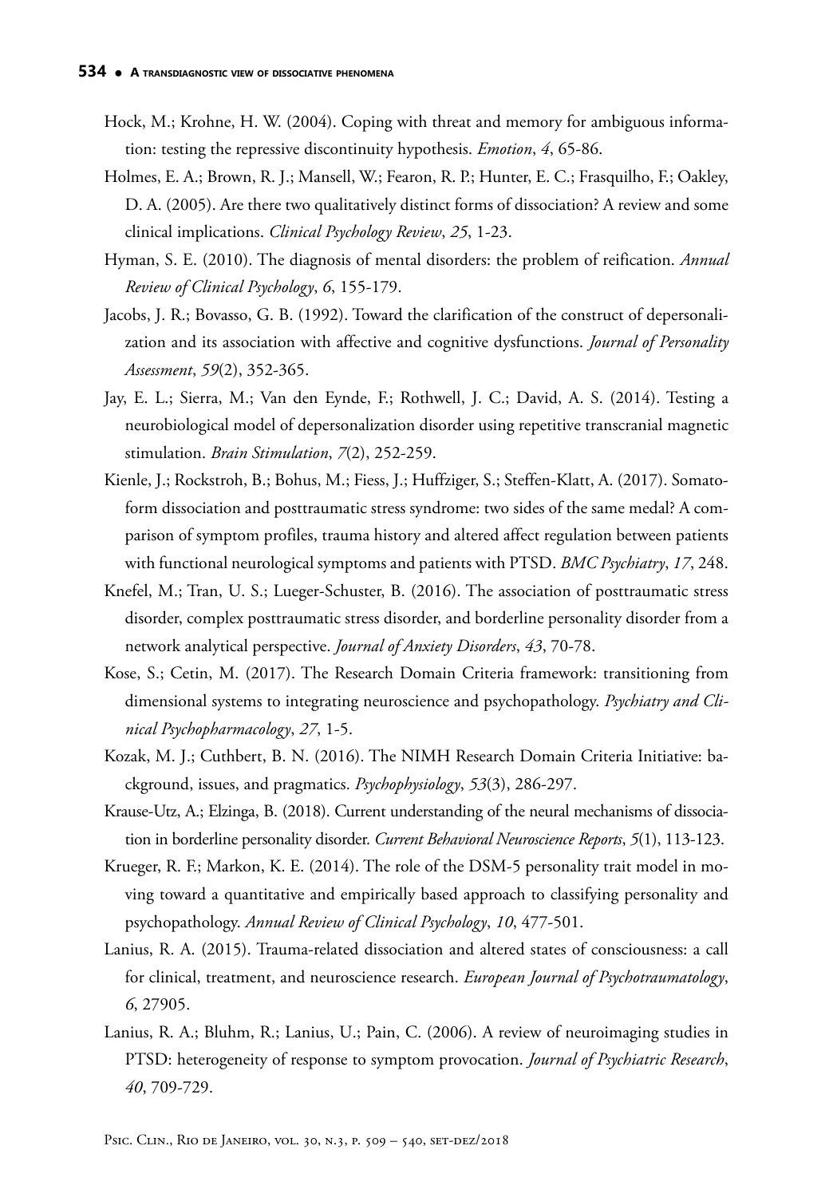Hock, M.; Krohne, H. W. (2004). Coping with threat and memory for ambiguous information: testing the repressive discontinuity hypothesis. *Emotion*, *4*, 65-86.

Holmes, E. A.; Brown, R. J.; Mansell, W.; Fearon, R. P.; Hunter, E. C.; Frasquilho, F.; Oakley, D. A. (2005). Are there two qualitatively distinct forms of dissociation? A review and some clinical implications. *Clinical Psychology Review*, *25*, 1-23.

Hyman, S. E. (2010). The diagnosis of mental disorders: the problem of reification. *Annual Review of Clinical Psychology*, *6*, 155-179.

Jacobs, J. R.; Bovasso, G. B. (1992). Toward the clarification of the construct of depersonalization and its association with affective and cognitive dysfunctions. *Journal of Personality Assessment*, *59*(2), 352-365.

Jay, E. L.; Sierra, M.; Van den Eynde, F.; Rothwell, J. C.; David, A. S. (2014). Testing a neurobiological model of depersonalization disorder using repetitive transcranial magnetic stimulation. *Brain Stimulation*, *7*(2), 252-259.

Kienle, J.; Rockstroh, B.; Bohus, M.; Fiess, J.; Huffziger, S.; Steffen-Klatt, A. (2017). Somatoform dissociation and posttraumatic stress syndrome: two sides of the same medal? A comparison of symptom profiles, trauma history and altered affect regulation between patients with functional neurological symptoms and patients with PTSD. *BMC Psychiatry*, *17*, 248.

Knefel, M.; Tran, U. S.; Lueger-Schuster, B. (2016). The association of posttraumatic stress disorder, complex posttraumatic stress disorder, and borderline personality disorder from a network analytical perspective. *Journal of Anxiety Disorders*, *43*, 70-78.

Kose, S.; Cetin, M. (2017). The Research Domain Criteria framework: transitioning from dimensional systems to integrating neuroscience and psychopathology. *Psychiatry and Clinical Psychopharmacology*, *27*, 1-5.

Kozak, M. J.; Cuthbert, B. N. (2016). The NIMH Research Domain Criteria Initiative: background, issues, and pragmatics. *Psychophysiology*, *53*(3), 286-297.

Krause-Utz, A.; Elzinga, B. (2018). Current understanding of the neural mechanisms of dissociation in borderline personality disorder. *Current Behavioral Neuroscience Reports*, *5*(1), 113-123.

Krueger, R. F.; Markon, K. E. (2014). The role of the DSM-5 personality trait model in moving toward a quantitative and empirically based approach to classifying personality and psychopathology. *Annual Review of Clinical Psychology*, *10*, 477-501.

Lanius, R. A. (2015). Trauma-related dissociation and altered states of consciousness: a call for clinical, treatment, and neuroscience research. *European Journal of Psychotraumatology*, *6*, 27905.

Lanius, R. A.; Bluhm, R.; Lanius, U.; Pain, C. (2006). A review of neuroimaging studies in PTSD: heterogeneity of response to symptom provocation. *Journal of Psychiatric Research*, *40*, 709-729.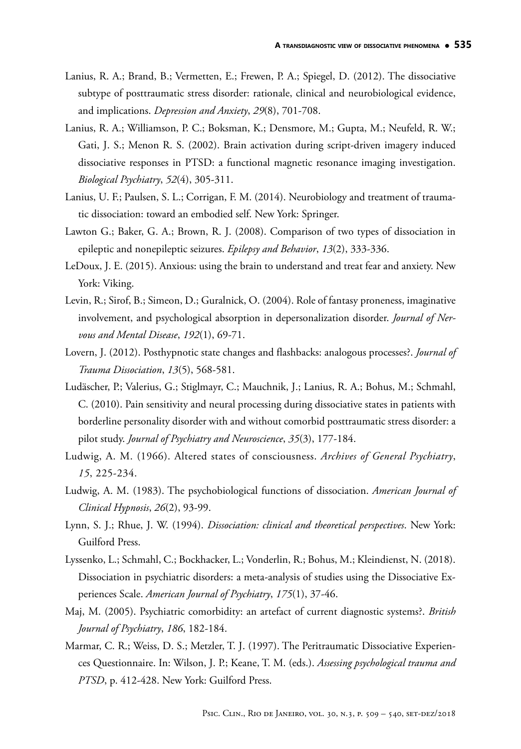Lanius, R. A.; Brand, B.; Vermetten, E.; Frewen, P. A.; Spiegel, D. (2012). The dissociative subtype of posttraumatic stress disorder: rationale, clinical and neurobiological evidence, and implications. *Depression and Anxiety*, *29*(8), 701-708.

Lanius, R. A.; Williamson, P. C.; Boksman, K.; Densmore, M.; Gupta, M.; Neufeld, R. W.; Gati, J. S.; Menon R. S. (2002). Brain activation during script-driven imagery induced dissociative responses in PTSD: a functional magnetic resonance imaging investigation. *Biological Psychiatry*, *52*(4), 305-311.

Lanius, U. F.; Paulsen, S. L.; Corrigan, F. M. (2014). Neurobiology and treatment of traumatic dissociation: toward an embodied self. New York: Springer.

Lawton G.; Baker, G. A.; Brown, R. J. (2008). Comparison of two types of dissociation in epileptic and nonepileptic seizures. *Epilepsy and Behavior*, *13*(2), 333-336.

LeDoux, J. E. (2015). Anxious: using the brain to understand and treat fear and anxiety. New York: Viking.

Levin, R.; Sirof, B.; Simeon, D.; Guralnick, O. (2004). Role of fantasy proneness, imaginative involvement, and psychological absorption in depersonalization disorder. *Journal of Nervous and Mental Disease*, *192*(1), 69-71.

Lovern, J. (2012). Posthypnotic state changes and flashbacks: analogous processes?. *Journal of Trauma Dissociation*, *13*(5), 568-581.

Ludäscher, P.; Valerius, G.; Stiglmayr, C.; Mauchnik, J.; Lanius, R. A.; Bohus, M.; Schmahl, C. (2010). Pain sensitivity and neural processing during dissociative states in patients with borderline personality disorder with and without comorbid posttraumatic stress disorder: a pilot study. *Journal of Psychiatry and Neuroscience*, *35*(3), 177-184.

Ludwig, A. M. (1966). Altered states of consciousness. *Archives of General Psychiatry*, *15*, 225-234.

Ludwig, A. M. (1983). The psychobiological functions of dissociation. *American Journal of Clinical Hypnosis*, *26*(2), 93-99.

Lynn, S. J.; Rhue, J. W. (1994). *Dissociation: clinical and theoretical perspectives*. New York: Guilford Press.

Lyssenko, L.; Schmahl, C.; Bockhacker, L.; Vonderlin, R.; Bohus, M.; Kleindienst, N. (2018). Dissociation in psychiatric disorders: a meta-analysis of studies using the Dissociative Experiences Scale. *American Journal of Psychiatry*, *175*(1), 37-46.

Maj, M. (2005). Psychiatric comorbidity: an artefact of current diagnostic systems?. *British Journal of Psychiatry*, *186*, 182-184.

Marmar, C. R.; Weiss, D. S.; Metzler, T. J. (1997). The Peritraumatic Dissociative Experiences Questionnaire. In: Wilson, J. P.; Keane, T. M. (eds.). *Assessing psychological trauma and PTSD*, p. 412-428. New York: Guilford Press.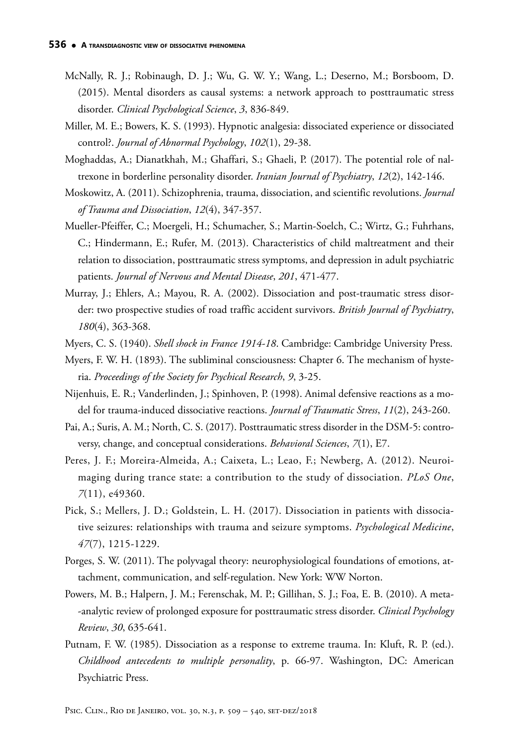McNally, R. J.; Robinaugh, D. J.; Wu, G. W. Y.; Wang, L.; Deserno, M.; Borsboom, D. (2015). Mental disorders as causal systems: a network approach to posttraumatic stress disorder. *Clinical Psychological Science*, *3*, 836-849.

Miller, M. E.; Bowers, K. S. (1993). Hypnotic analgesia: dissociated experience or dissociated control?. *Journal of Abnormal Psychology*, *102*(1), 29-38.

Moghaddas, A.; Dianatkhah, M.; Ghaffari, S.; Ghaeli, P. (2017). The potential role of naltrexone in borderline personality disorder. *Iranian Journal of Psychiatry*, *12*(2), 142-146.

Moskowitz, A. (2011). Schizophrenia, trauma, dissociation, and scientific revolutions. *Journal of Trauma and Dissociation*, *12*(4), 347-357.

Mueller-Pfeiffer, C.; Moergeli, H.; Schumacher, S.; Martin-Soelch, C.; Wirtz, G.; Fuhrhans, C.; Hindermann, E.; Rufer, M. (2013). Characteristics of child maltreatment and their relation to dissociation, posttraumatic stress symptoms, and depression in adult psychiatric patients. *Journal of Nervous and Mental Disease*, *201*, 471-477.

Murray, J.; Ehlers, A.; Mayou, R. A. (2002). Dissociation and post-traumatic stress disorder: two prospective studies of road traffic accident survivors. *British Journal of Psychiatry*, *180*(4), 363-368.

Myers, C. S. (1940). *Shell shock in France 1914-18*. Cambridge: Cambridge University Press.

Myers, F. W. H. (1893). The subliminal consciousness: Chapter 6. The mechanism of hysteria. *Proceedings of the Society for Psychical Research*, *9*, 3-25.

Nijenhuis, E. R.; Vanderlinden, J.; Spinhoven, P. (1998). Animal defensive reactions as a model for trauma-induced dissociative reactions. *Journal of Traumatic Stress*, *11*(2), 243-260.

Pai, A.; Suris, A. M.; North, C. S. (2017). Posttraumatic stress disorder in the DSM-5: controversy, change, and conceptual considerations. *Behavioral Sciences*, *7*(1), E7.

Peres, J. F.; Moreira-Almeida, A.; Caixeta, L.; Leao, F.; Newberg, A. (2012). Neuroimaging during trance state: a contribution to the study of dissociation. *PLoS One*, *7*(11), e49360.

Pick, S.; Mellers, J. D.; Goldstein, L. H. (2017). Dissociation in patients with dissociative seizures: relationships with trauma and seizure symptoms. *Psychological Medicine*, *47*(7), 1215-1229.

Porges, S. W. (2011). The polyvagal theory: neurophysiological foundations of emotions, attachment, communication, and self-regulation. New York: WW Norton.

Powers, M. B.; Halpern, J. M.; Ferenschak, M. P.; Gillihan, S. J.; Foa, E. B. (2010). A meta-analytic review of prolonged exposure for posttraumatic stress disorder. *Clinical Psychology Review*, *30*, 635-641.

Putnam, F. W. (1985). Dissociation as a response to extreme trauma. In: Kluft, R. P. (ed.). *Childhood antecedents to multiple personality*, p. 66-97. Washington, DC: American Psychiatric Press.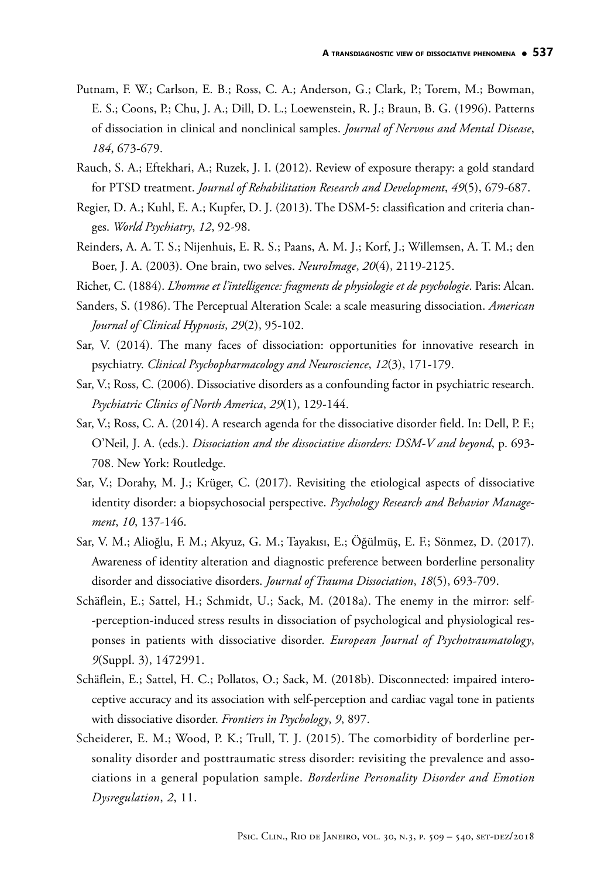Putnam, F. W.; Carlson, E. B.; Ross, C. A.; Anderson, G.; Clark, P.; Torem, M.; Bowman, E. S.; Coons, P.; Chu, J. A.; Dill, D. L.; Loewenstein, R. J.; Braun, B. G. (1996). Patterns of dissociation in clinical and nonclinical samples. *Journal of Nervous and Mental Disease*, *184*, 673-679.

Rauch, S. A.; Eftekhari, A.; Ruzek, J. I. (2012). Review of exposure therapy: a gold standard for PTSD treatment. *Journal of Rehabilitation Research and Development*, *49*(5), 679-687.

Regier, D. A.; Kuhl, E. A.; Kupfer, D. J. (2013). The DSM-5: classification and criteria changes. *World Psychiatry*, *12*, 92-98.

Reinders, A. A. T. S.; Nijenhuis, E. R. S.; Paans, A. M. J.; Korf, J.; Willemsen, A. T. M.; den Boer, J. A. (2003). One brain, two selves. *NeuroImage*, *20*(4), 2119-2125.

Richet, C. (1884). *L'homme et l'intelligence: fragments de physiologie et de psychologie*. Paris: Alcan.

Sanders, S. (1986). The Perceptual Alteration Scale: a scale measuring dissociation. *American Journal of Clinical Hypnosis*, *29*(2), 95-102.

Sar, V. (2014). The many faces of dissociation: opportunities for innovative research in psychiatry. *Clinical Psychopharmacology and Neuroscience*, *12*(3), 171-179.

Sar, V.; Ross, C. (2006). Dissociative disorders as a confounding factor in psychiatric research. *Psychiatric Clinics of North America*, *29*(1), 129-144.

Sar, V.; Ross, C. A. (2014). A research agenda for the dissociative disorder field. In: Dell, P. F.; O'Neil, J. A. (eds.). *Dissociation and the dissociative disorders: DSM-V and beyond*, p. 693-708. New York: Routledge.

Sar, V.; Dorahy, M. J.; Krüger, C. (2017). Revisiting the etiological aspects of dissociative identity disorder: a biopsychosocial perspective. *Psychology Research and Behavior Management*, *10*, 137-146.

Sar, V. M.; Alioğlu, F. M.; Akyuz, G. M.; Tayakısı, E.; Öğülmüş, E. F.; Sönmez, D. (2017). Awareness of identity alteration and diagnostic preference between borderline personality disorder and dissociative disorders. *Journal of Trauma Dissociation*, *18*(5), 693-709.

Schäflein, E.; Sattel, H.; Schmidt, U.; Sack, M. (2018a). The enemy in the mirror: self--perception-induced stress results in dissociation of psychological and physiological responses in patients with dissociative disorder. *European Journal of Psychotraumatology*, *9*(Suppl. 3), 1472991.

Schäflein, E.; Sattel, H. C.; Pollatos, O.; Sack, M. (2018b). Disconnected: impaired interoceptive accuracy and its association with self-perception and cardiac vagal tone in patients with dissociative disorder. *Frontiers in Psychology*, *9*, 897.

Scheiderer, E. M.; Wood, P. K.; Trull, T. J. (2015). The comorbidity of borderline personality disorder and posttraumatic stress disorder: revisiting the prevalence and associations in a general population sample. *Borderline Personality Disorder and Emotion Dysregulation*, *2*, 11.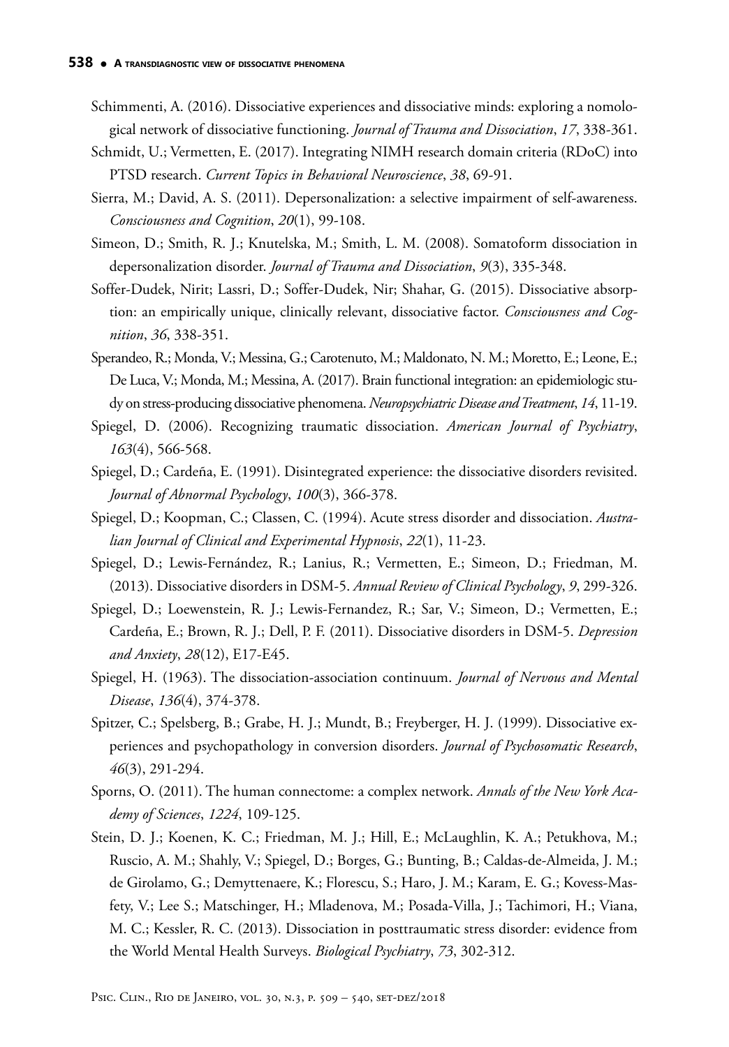Schimmenti, A. (2016). Dissociative experiences and dissociative minds: exploring a nomological network of dissociative functioning. *Journal of Trauma and Dissociation*, *17*, 338-361.

Schmidt, U.; Vermetten, E. (2017). Integrating NIMH research domain criteria (RDoC) into PTSD research. *Current Topics in Behavioral Neuroscience*, *38*, 69-91.

Sierra, M.; David, A. S. (2011). Depersonalization: a selective impairment of self-awareness. *Consciousness and Cognition*, *20*(1), 99-108.

Simeon, D.; Smith, R. J.; Knutelska, M.; Smith, L. M. (2008). Somatoform dissociation in depersonalization disorder. *Journal of Trauma and Dissociation*, *9*(3), 335-348.

Soffer-Dudek, Nirit; Lassri, D.; Soffer-Dudek, Nir; Shahar, G. (2015). Dissociative absorption: an empirically unique, clinically relevant, dissociative factor. *Consciousness and Cognition*, *36*, 338-351.

Sperandeo, R.; Monda, V.; Messina, G.; Carotenuto, M.; Maldonato, N. M.; Moretto, E.; Leone, E.; De Luca, V.; Monda, M.; Messina, A. (2017). Brain functional integration: an epidemiologic study on stress-producing dissociative phenomena. *Neuropsychiatric Disease and Treatment*, *14*, 11-19.

Spiegel, D. (2006). Recognizing traumatic dissociation. *American Journal of Psychiatry*, *163*(4), 566-568.

Spiegel, D.; Cardeña, E. (1991). Disintegrated experience: the dissociative disorders revisited. *Journal of Abnormal Psychology*, *100*(3), 366-378.

Spiegel, D.; Koopman, C.; Classen, C. (1994). Acute stress disorder and dissociation. *Australian Journal of Clinical and Experimental Hypnosis*, *22*(1), 11-23.

Spiegel, D.; Lewis-Fernández, R.; Lanius, R.; Vermetten, E.; Simeon, D.; Friedman, M. (2013). Dissociative disorders in DSM-5. *Annual Review of Clinical Psychology*, *9*, 299-326.

Spiegel, D.; Loewenstein, R. J.; Lewis-Fernandez, R.; Sar, V.; Simeon, D.; Vermetten, E.; Cardeña, E.; Brown, R. J.; Dell, P. F. (2011). Dissociative disorders in DSM-5. *Depression and Anxiety*, *28*(12), E17-E45.

Spiegel, H. (1963). The dissociation-association continuum. *Journal of Nervous and Mental Disease*, *136*(4), 374-378.

Spitzer, C.; Spelsberg, B.; Grabe, H. J.; Mundt, B.; Freyberger, H. J. (1999). Dissociative experiences and psychopathology in conversion disorders. *Journal of Psychosomatic Research*, *46*(3), 291-294.

Sporns, O. (2011). The human connectome: a complex network. *Annals of the New York Academy of Sciences*, *1224*, 109-125.

Stein, D. J.; Koenen, K. C.; Friedman, M. J.; Hill, E.; McLaughlin, K. A.; Petukhova, M.; Ruscio, A. M.; Shahly, V.; Spiegel, D.; Borges, G.; Bunting, B.; Caldas-de-Almeida, J. M.; de Girolamo, G.; Demyttenaere, K.; Florescu, S.; Haro, J. M.; Karam, E. G.; Kovess-Masfety, V.; Lee S.; Matschinger, H.; Mladenova, M.; Posada-Villa, J.; Tachimori, H.; Viana, M. C.; Kessler, R. C. (2013). Dissociation in posttraumatic stress disorder: evidence from the World Mental Health Surveys. *Biological Psychiatry*, *73*, 302-312.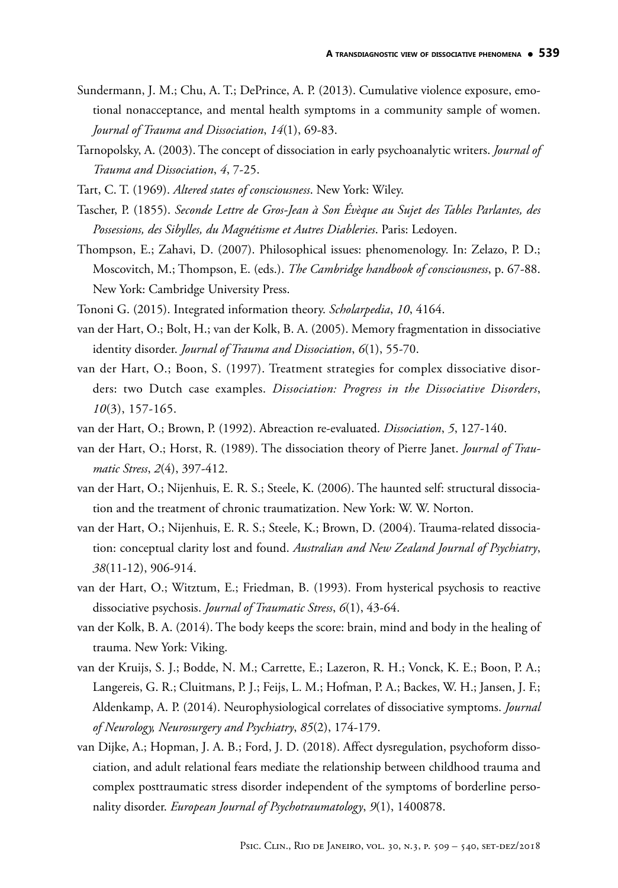Sundermann, J. M.; Chu, A. T.; DePrince, A. P. (2013). Cumulative violence exposure, emotional nonacceptance, and mental health symptoms in a community sample of women. *Journal of Trauma and Dissociation*, *14*(1), 69-83.

Tarnopolsky, A. (2003). The concept of dissociation in early psychoanalytic writers. *Journal of Trauma and Dissociation*, *4*, 7-25.

Tart, C. T. (1969). *Altered states of consciousness*. New York: Wiley.

Tascher, P. (1855). *Seconde Lettre de Gros-Jean à Son Évèque au Sujet des Tables Parlantes, des Possessions, des Sibylles, du Magnétisme et Autres Diableries*. Paris: Ledoyen.

Thompson, E.; Zahavi, D. (2007). Philosophical issues: phenomenology. In: Zelazo, P. D.; Moscovitch, M.; Thompson, E. (eds.). *The Cambridge handbook of consciousness*, p. 67-88. New York: Cambridge University Press.

Tononi G. (2015). Integrated information theory. *Scholarpedia*, *10*, 4164.

van der Hart, O.; Bolt, H.; van der Kolk, B. A. (2005). Memory fragmentation in dissociative identity disorder. *Journal of Trauma and Dissociation*, *6*(1), 55-70.

van der Hart, O.; Boon, S. (1997). Treatment strategies for complex dissociative disorders: two Dutch case examples. *Dissociation: Progress in the Dissociative Disorders*, *10*(3), 157-165.

van der Hart, O.; Brown, P. (1992). Abreaction re-evaluated. *Dissociation*, *5*, 127-140.

van der Hart, O.; Horst, R. (1989). The dissociation theory of Pierre Janet. *Journal of Traumatic Stress*, *2*(4), 397-412.

van der Hart, O.; Nijenhuis, E. R. S.; Steele, K. (2006). The haunted self: structural dissociation and the treatment of chronic traumatization. New York: W. W. Norton.

van der Hart, O.; Nijenhuis, E. R. S.; Steele, K.; Brown, D. (2004). Trauma-related dissociation: conceptual clarity lost and found. *Australian and New Zealand Journal of Psychiatry*, *38*(11-12), 906-914.

van der Hart, O.; Witztum, E.; Friedman, B. (1993). From hysterical psychosis to reactive dissociative psychosis. *Journal of Traumatic Stress*, *6*(1), 43-64.

van der Kolk, B. A. (2014). The body keeps the score: brain, mind and body in the healing of trauma. New York: Viking.

van der Kruijs, S. J.; Bodde, N. M.; Carrette, E.; Lazeron, R. H.; Vonck, K. E.; Boon, P. A.; Langereis, G. R.; Cluitmans, P. J.; Feijs, L. M.; Hofman, P. A.; Backes, W. H.; Jansen, J. F.; Aldenkamp, A. P. (2014). Neurophysiological correlates of dissociative symptoms. *Journal of Neurology, Neurosurgery and Psychiatry*, *85*(2), 174-179.

van Dijke, A.; Hopman, J. A. B.; Ford, J. D. (2018). Affect dysregulation, psychoform dissociation, and adult relational fears mediate the relationship between childhood trauma and complex posttraumatic stress disorder independent of the symptoms of borderline personality disorder. *European Journal of Psychotraumatology*, *9*(1), 1400878.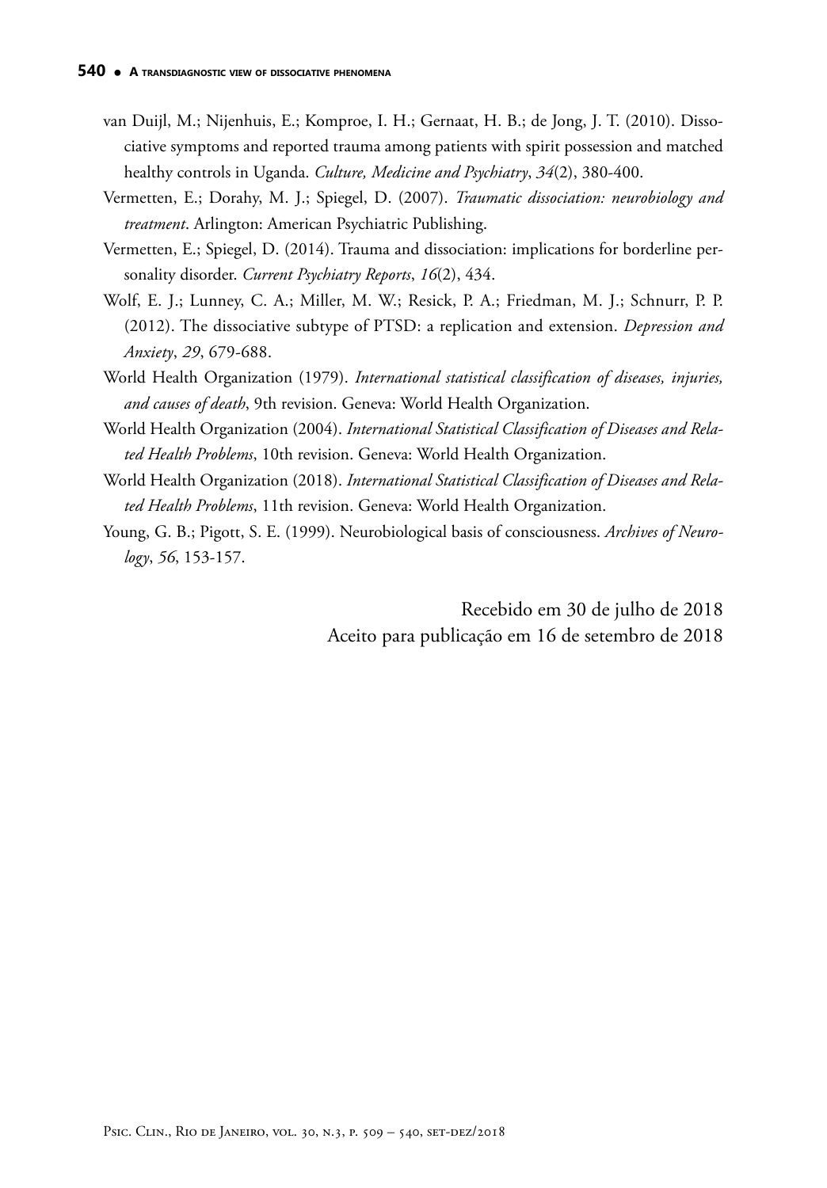van Duijl, M.; Nijenhuis, E.; Komproe, I. H.; Gernaat, H. B.; de Jong, J. T. (2010). Dissociative symptoms and reported trauma among patients with spirit possession and matched healthy controls in Uganda. *Culture, Medicine and Psychiatry*, *34*(2), 380-400.

Vermetten, E.; Dorahy, M. J.; Spiegel, D. (2007). *Traumatic dissociation: neurobiology and treatment*. Arlington: American Psychiatric Publishing.

Vermetten, E.; Spiegel, D. (2014). Trauma and dissociation: implications for borderline personality disorder. *Current Psychiatry Reports*, *16*(2), 434.

Wolf, E. J.; Lunney, C. A.; Miller, M. W.; Resick, P. A.; Friedman, M. J.; Schnurr, P. P. (2012). The dissociative subtype of PTSD: a replication and extension. *Depression and Anxiety*, *29*, 679-688.

World Health Organization (1979). *International statistical classification of diseases, injuries, and causes of death*, 9th revision. Geneva: World Health Organization.

World Health Organization (2004). *International Statistical Classification of Diseases and Related Health Problems*, 10th revision. Geneva: World Health Organization.

World Health Organization (2018). *International Statistical Classification of Diseases and Related Health Problems*, 11th revision. Geneva: World Health Organization.

Young, G. B.; Pigott, S. E. (1999). Neurobiological basis of consciousness. *Archives of Neurology*, *56*, 153-157.

Recebido em 30 de julho de 2018
Aceito para publicação em 16 de setembro de 2018